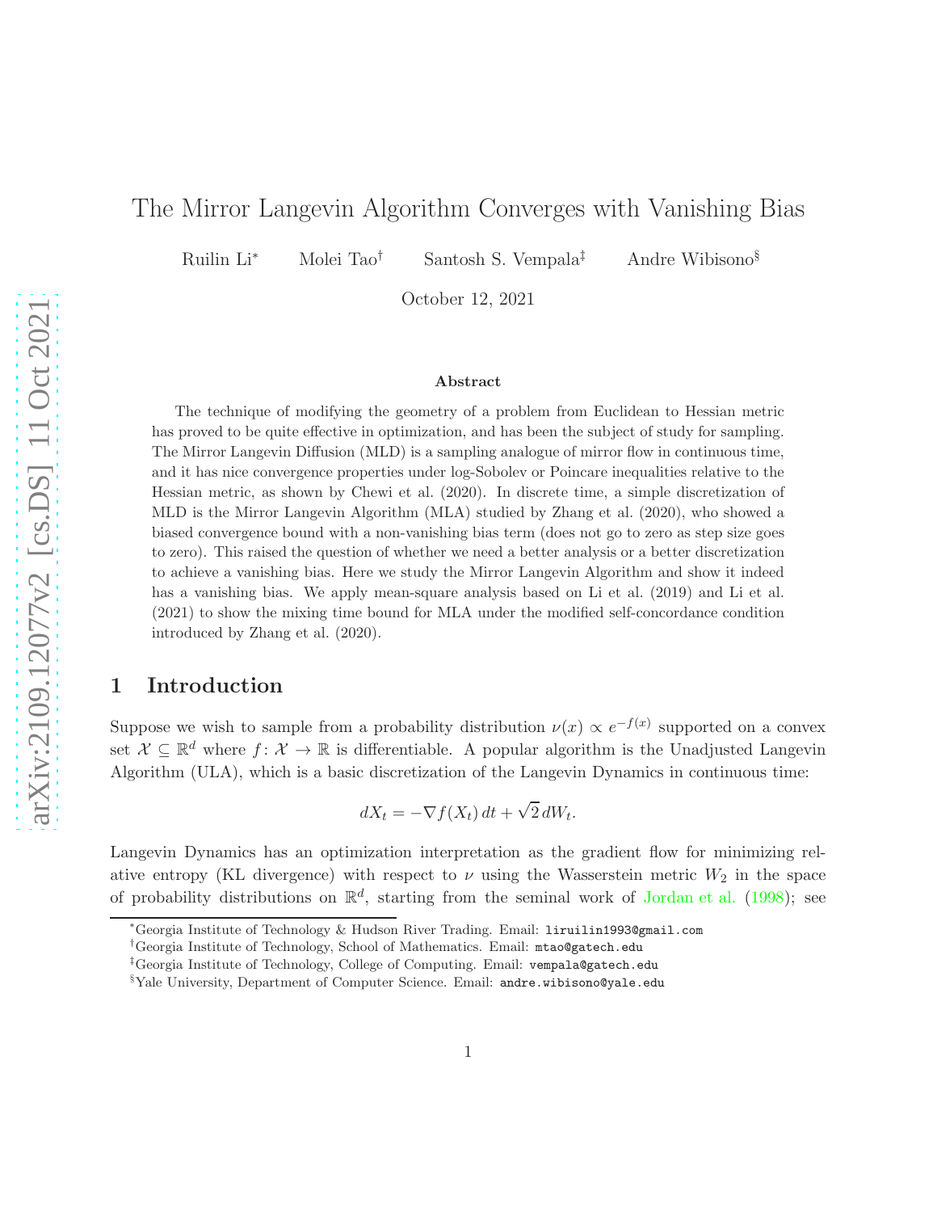# The Mirror Langevin Algorithm Converges with Vanishing Bias

Ruilin Li[*] Molei Tao[†] Santosh S. Vempala[‡] Andre Wibisono[§]

October 12, 2021

### Abstract

The technique of modifying the geometry of a problem from Euclidean to Hessian metric has proved to be quite effective in optimization, and has been the subject of study for sampling. The Mirror Langevin Diffusion (MLD) is a sampling analogue of mirror flow in continuous time, and it has nice convergence properties under log-Sobolev or Poincare inequalities relative to the Hessian metric, as shown by Chewi et al. (2020). In discrete time, a simple discretization of MLD is the Mirror Langevin Algorithm (MLA) studied by Zhang et al. (2020), who showed a biased convergence bound with a non-vanishing bias term (does not go to zero as step size goes to zero). This raised the question of whether we need a better analysis or a better discretization to achieve a vanishing bias. Here we study the Mirror Langevin Algorithm and show it indeed has a vanishing bias. We apply mean-square analysis based on Li et al. (2019) and Li et al. (2021) to show the mixing time bound for MLA under the modified self-concordance condition introduced by Zhang et al. (2020).

## 1 Introduction

Suppose we wish to sample from a probability distribution $\nu(x) \propto e^{-f(x)}$ supported on a convex set $\mathcal{X} \subseteq \mathbb{R}^d$ where $f \colon \mathcal{X} \to \mathbb{R}$ is differentiable. A popular algorithm is the Unadjusted Langevin Algorithm (ULA), which is a basic discretization of the Langevin Dynamics in continuous time:

$$dX_t = -\nabla f(X_t)\, dt + \sqrt{2}\, dW_t.$$

Langevin Dynamics has an optimization interpretation as the gradient flow for minimizing relative entropy (KL divergence) with respect to $\nu$ using the Wasserstein metric $W_2$ in the space of probability distributions on $\mathbb{R}^d$, starting from the seminal work of Jordan et al. (1998); see

---

[*] Georgia Institute of Technology & Hudson River Trading. Email: liruilin1993@gmail.com

[†] Georgia Institute of Technology, School of Mathematics. Email: mtao@gatech.edu

[‡] Georgia Institute of Technology, College of Computing. Email: vempala@gatech.edu

[§] Yale University, Department of Computer Science. Email: andre.wibisono@yale.edu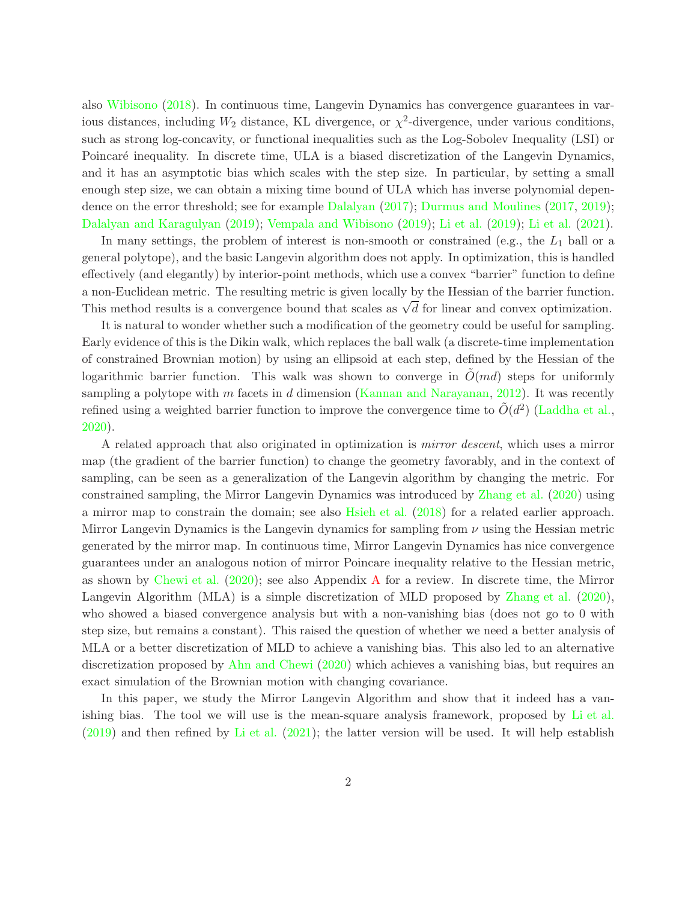also Wibisono (2018). In continuous time, Langevin Dynamics has convergence guarantees in various distances, including $W_2$ distance, KL divergence, or $\chi^2$-divergence, under various conditions, such as strong log-concavity, or functional inequalities such as the Log-Sobolev Inequality (LSI) or Poincaré inequality. In discrete time, ULA is a biased discretization of the Langevin Dynamics, and it has an asymptotic bias which scales with the step size. In particular, by setting a small enough step size, we can obtain a mixing time bound of ULA which has inverse polynomial dependence on the error threshold; see for example Dalalyan (2017); Durmus and Moulines (2017, 2019); Dalalyan and Karagulyan (2019); Vempala and Wibisono (2019); Li et al. (2019); Li et al. (2021).

In many settings, the problem of interest is non-smooth or constrained (e.g., the $L_1$ ball or a general polytope), and the basic Langevin algorithm does not apply. In optimization, this is handled effectively (and elegantly) by interior-point methods, which use a convex "barrier" function to define a non-Euclidean metric. The resulting metric is given locally by the Hessian of the barrier function. This method results is a convergence bound that scales as $\sqrt{d}$ for linear and convex optimization.

It is natural to wonder whether such a modification of the geometry could be useful for sampling. Early evidence of this is the Dikin walk, which replaces the ball walk (a discrete-time implementation of constrained Brownian motion) by using an ellipsoid at each step, defined by the Hessian of the logarithmic barrier function. This walk was shown to converge in $\tilde{O}(md)$ steps for uniformly sampling a polytope with $m$ facets in $d$ dimension (Kannan and Narayanan, 2012). It was recently refined using a weighted barrier function to improve the convergence time to $\tilde{O}(d^2)$ (Laddha et al., 2020).

A related approach that also originated in optimization is *mirror descent*, which uses a mirror map (the gradient of the barrier function) to change the geometry favorably, and in the context of sampling, can be seen as a generalization of the Langevin algorithm by changing the metric. For constrained sampling, the Mirror Langevin Dynamics was introduced by Zhang et al. (2020) using a mirror map to constrain the domain; see also Hsieh et al. (2018) for a related earlier approach. Mirror Langevin Dynamics is the Langevin dynamics for sampling from $\nu$ using the Hessian metric generated by the mirror map. In continuous time, Mirror Langevin Dynamics has nice convergence guarantees under an analogous notion of mirror Poincare inequality relative to the Hessian metric, as shown by Chewi et al. (2020); see also Appendix A for a review. In discrete time, the Mirror Langevin Algorithm (MLA) is a simple discretization of MLD proposed by Zhang et al. (2020), who showed a biased convergence analysis but with a non-vanishing bias (does not go to 0 with step size, but remains a constant). This raised the question of whether we need a better analysis of MLA or a better discretization of MLD to achieve a vanishing bias. This also led to an alternative discretization proposed by Ahn and Chewi (2020) which achieves a vanishing bias, but requires an exact simulation of the Brownian motion with changing covariance.

In this paper, we study the Mirror Langevin Algorithm and show that it indeed has a vanishing bias. The tool we will use is the mean-square analysis framework, proposed by Li et al. (2019) and then refined by Li et al. (2021); the latter version will be used. It will help establish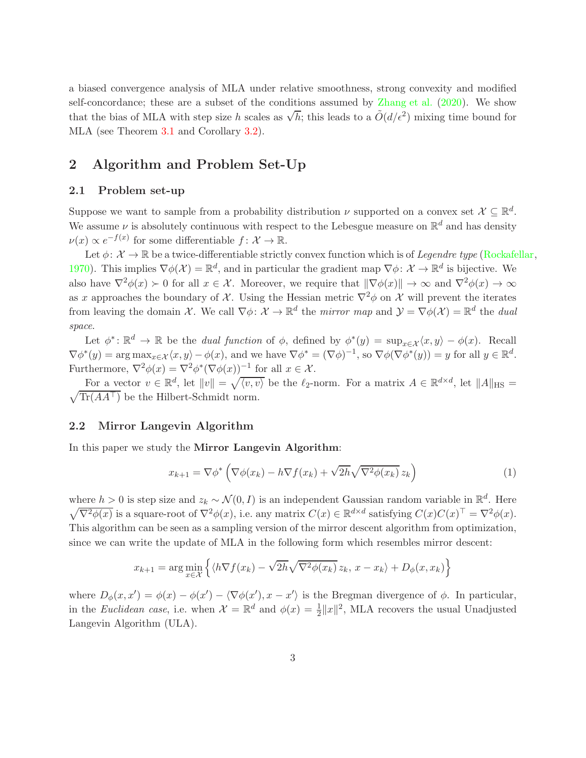a biased convergence analysis of MLA under relative smoothness, strong convexity and modified self-concordance; these are a subset of the conditions assumed by Zhang et al. (2020). We show that the bias of MLA with step size $h$ scales as $\sqrt{h}$; this leads to a $\tilde{O}(d/\epsilon^2)$ mixing time bound for MLA (see Theorem 3.1 and Corollary 3.2).

## 2 Algorithm and Problem Set-Up

### 2.1 Problem set-up

Suppose we want to sample from a probability distribution $\nu$ supported on a convex set $\mathcal{X} \subseteq \mathbb{R}^d$. We assume $\nu$ is absolutely continuous with respect to the Lebesgue measure on $\mathbb{R}^d$ and has density $\nu(x) \propto e^{-f(x)}$ for some differentiable $f \colon \mathcal{X} \to \mathbb{R}$.

Let $\phi \colon \mathcal{X} \to \mathbb{R}$ be a twice-differentiable strictly convex function which is of *Legendre type* (Rockafellar, 1970). This implies $\nabla\phi(\mathcal{X}) = \mathbb{R}^d$, and in particular the gradient map $\nabla\phi \colon \mathcal{X} \to \mathbb{R}^d$ is bijective. We also have $\nabla^2\phi(x) \succ 0$ for all $x \in \mathcal{X}$. Moreover, we require that $\|\nabla\phi(x)\| \to \infty$ and $\nabla^2\phi(x) \to \infty$ as $x$ approaches the boundary of $\mathcal{X}$. Using the Hessian metric $\nabla^2\phi$ on $\mathcal{X}$ will prevent the iterates from leaving the domain $\mathcal{X}$. We call $\nabla\phi \colon \mathcal{X} \to \mathbb{R}^d$ the *mirror map* and $\mathcal{Y} = \nabla\phi(\mathcal{X}) = \mathbb{R}^d$ the *dual space*.

Let $\phi^* \colon \mathbb{R}^d \to \mathbb{R}$ be the *dual function* of $\phi$, defined by $\phi^*(y) = \sup_{x\in\mathcal{X}} \langle x, y\rangle - \phi(x)$. Recall $\nabla\phi^*(y) = \arg\max_{x\in\mathcal{X}} \langle x, y\rangle - \phi(x)$, and we have $\nabla\phi^* = (\nabla\phi)^{-1}$, so $\nabla\phi(\nabla\phi^*(y)) = y$ for all $y \in \mathbb{R}^d$. Furthermore, $\nabla^2\phi(x) = \nabla^2\phi^*(\nabla\phi(x))^{-1}$ for all $x \in \mathcal{X}$.

For a vector $v \in \mathbb{R}^d$, let $\|v\| = \sqrt{\langle v, v\rangle}$ be the $\ell_2$-norm. For a matrix $A \in \mathbb{R}^{d\times d}$, let $\|A\|_{\mathrm{HS}} = \sqrt{\mathrm{Tr}(AA^\top)}$ be the Hilbert-Schmidt norm.

### 2.2 Mirror Langevin Algorithm

In this paper we study the **Mirror Langevin Algorithm**:

$$x_{k+1} = \nabla\phi^*\left(\nabla\phi(x_k) - h\nabla f(x_k) + \sqrt{2h}\sqrt{\nabla^2\phi(x_k)}\, z_k\right) \tag{1}$$

where $h > 0$ is step size and $z_k \sim \mathcal{N}(0, I)$ is an independent Gaussian random variable in $\mathbb{R}^d$. Here $\sqrt{\nabla^2\phi(x)}$ is a square-root of $\nabla^2\phi(x)$, i.e. any matrix $C(x) \in \mathbb{R}^{d\times d}$ satisfying $C(x)C(x)^\top = \nabla^2\phi(x)$. This algorithm can be seen as a sampling version of the mirror descent algorithm from optimization, since we can write the update of MLA in the following form which resembles mirror descent:

$$x_{k+1} = \arg\min_{x\in\mathcal{X}} \left\{ \langle h\nabla f(x_k) - \sqrt{2h}\sqrt{\nabla^2\phi(x_k)}\, z_k,\, x - x_k\rangle + D_\phi(x, x_k) \right\}$$

where $D_\phi(x, x') = \phi(x) - \phi(x') - \langle \nabla\phi(x'), x - x'\rangle$ is the Bregman divergence of $\phi$. In particular, in the *Euclidean case*, i.e. when $\mathcal{X} = \mathbb{R}^d$ and $\phi(x) = \frac{1}{2}\|x\|^2$, MLA recovers the usual Unadjusted Langevin Algorithm (ULA).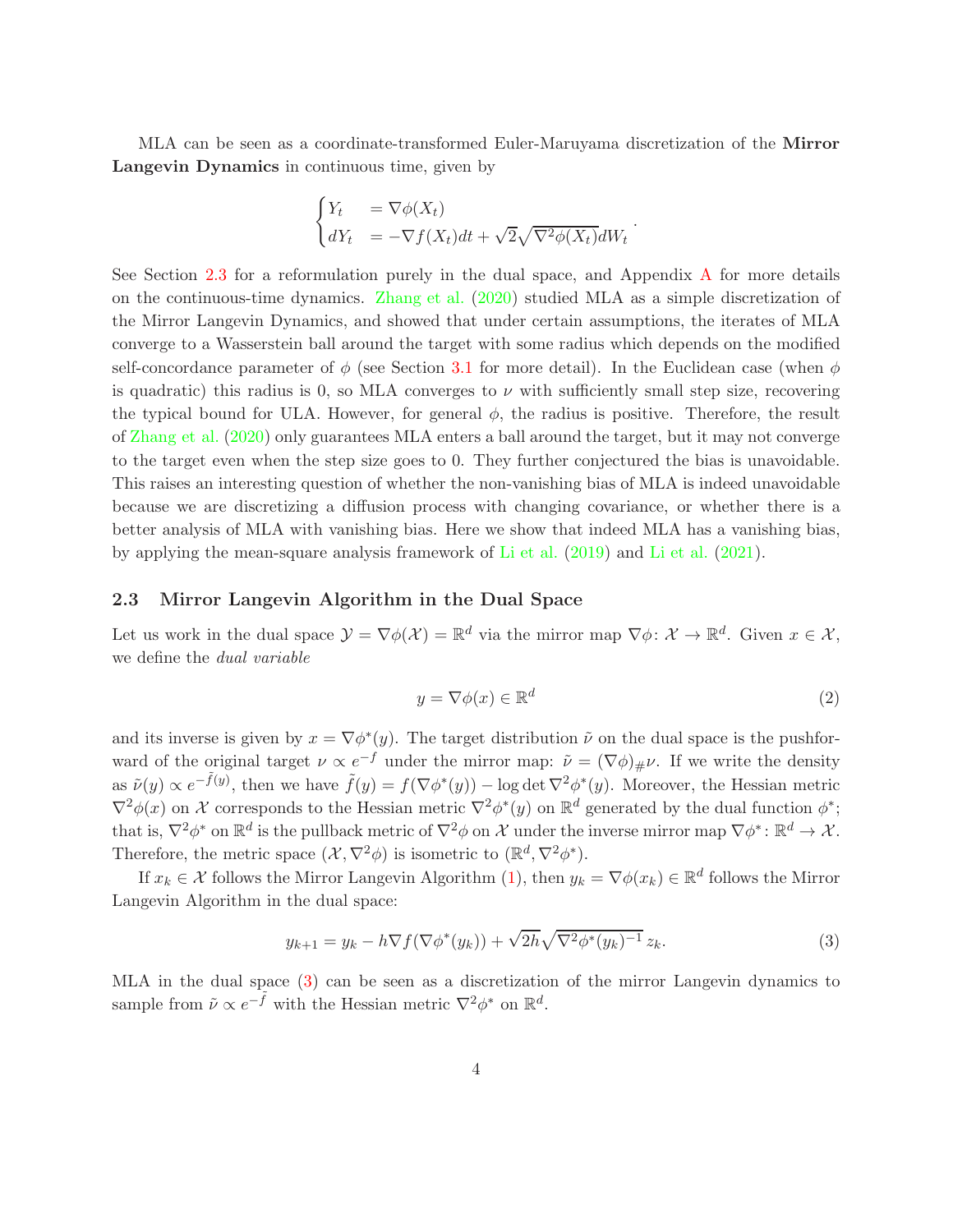MLA can be seen as a coordinate-transformed Euler-Maruyama discretization of the **Mirror Langevin Dynamics** in continuous time, given by

$$
\begin{cases} Y_t &= \nabla \phi(X_t) \\ dY_t &= -\nabla f(X_t) dt + \sqrt{2}\sqrt{\nabla^2 \phi(X_t)} dW_t \end{cases}.
$$

See Section 2.3 for a reformulation purely in the dual space, and Appendix A for more details on the continuous-time dynamics. Zhang et al. (2020) studied MLA as a simple discretization of the Mirror Langevin Dynamics, and showed that under certain assumptions, the iterates of MLA converge to a Wasserstein ball around the target with some radius which depends on the modified self-concordance parameter of $\phi$ (see Section 3.1 for more detail). In the Euclidean case (when $\phi$ is quadratic) this radius is 0, so MLA converges to $\nu$ with sufficiently small step size, recovering the typical bound for ULA. However, for general $\phi$, the radius is positive. Therefore, the result of Zhang et al. (2020) only guarantees MLA enters a ball around the target, but it may not converge to the target even when the step size goes to 0. They further conjectured the bias is unavoidable. This raises an interesting question of whether the non-vanishing bias of MLA is indeed unavoidable because we are discretizing a diffusion process with changing covariance, or whether there is a better analysis of MLA with vanishing bias. Here we show that indeed MLA has a vanishing bias, by applying the mean-square analysis framework of Li et al. (2019) and Li et al. (2021).

### 2.3 Mirror Langevin Algorithm in the Dual Space

Let us work in the dual space $\mathcal{Y} = \nabla \phi(\mathcal{X}) = \mathbb{R}^d$ via the mirror map $\nabla \phi \colon \mathcal{X} \to \mathbb{R}^d$. Given $x \in \mathcal{X}$, we define the *dual variable*

$$
y = \nabla \phi(x) \in \mathbb{R}^d \tag{2}
$$

and its inverse is given by $x = \nabla \phi^*(y)$. The target distribution $\tilde{\nu}$ on the dual space is the pushforward of the original target $\nu \propto e^{-f}$ under the mirror map: $\tilde{\nu} = (\nabla \phi)_{\#} \nu$. If we write the density as $\tilde{\nu}(y) \propto e^{-\tilde{f}(y)}$, then we have $\tilde{f}(y) = f(\nabla \phi^*(y)) - \log \det \nabla^2 \phi^*(y)$. Moreover, the Hessian metric $\nabla^2 \phi(x)$ on $\mathcal{X}$ corresponds to the Hessian metric $\nabla^2 \phi^*(y)$ on $\mathbb{R}^d$ generated by the dual function $\phi^*$; that is, $\nabla^2 \phi^*$ on $\mathbb{R}^d$ is the pullback metric of $\nabla^2 \phi$ on $\mathcal{X}$ under the inverse mirror map $\nabla \phi^* \colon \mathbb{R}^d \to \mathcal{X}$. Therefore, the metric space $(\mathcal{X}, \nabla^2 \phi)$ is isometric to $(\mathbb{R}^d, \nabla^2 \phi^*)$.

If $x_k \in \mathcal{X}$ follows the Mirror Langevin Algorithm (1), then $y_k = \nabla \phi(x_k) \in \mathbb{R}^d$ follows the Mirror Langevin Algorithm in the dual space:

$$
y_{k+1} = y_k - h \nabla f(\nabla \phi^*(y_k)) + \sqrt{2h}\sqrt{\nabla^2 \phi^*(y_k)^{-1}}\, z_k. \tag{3}
$$

MLA in the dual space (3) can be seen as a discretization of the mirror Langevin dynamics to sample from $\tilde{\nu} \propto e^{-\tilde{f}}$ with the Hessian metric $\nabla^2 \phi^*$ on $\mathbb{R}^d$.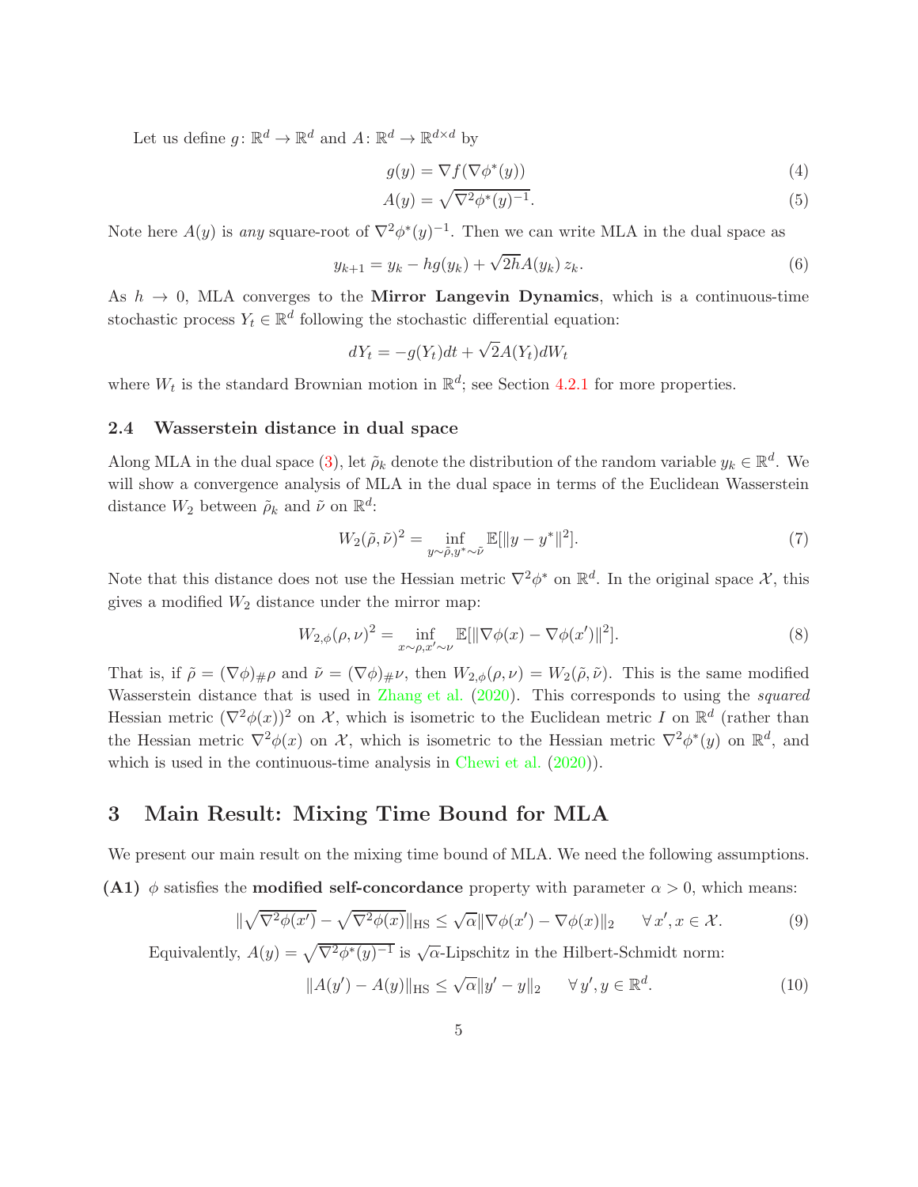Let us define $g\colon \mathbb{R}^d \to \mathbb{R}^d$ and $A\colon \mathbb{R}^d \to \mathbb{R}^{d\times d}$ by

$$g(y) = \nabla f(\nabla \phi^*(y)) \tag{4}$$

$$A(y) = \sqrt{\nabla^2 \phi^*(y)^{-1}}. \tag{5}$$

Note here $A(y)$ is *any* square-root of $\nabla^2\phi^*(y)^{-1}$. Then we can write MLA in the dual space as

$$y_{k+1} = y_k - hg(y_k) + \sqrt{2h}A(y_k)\, z_k. \tag{6}$$

As $h \to 0$, MLA converges to the **Mirror Langevin Dynamics**, which is a continuous-time stochastic process $Y_t \in \mathbb{R}^d$ following the stochastic differential equation:

$$dY_t = -g(Y_t)dt + \sqrt{2}A(Y_t)dW_t$$

where $W_t$ is the standard Brownian motion in $\mathbb{R}^d$; see Section 4.2.1 for more properties.

### 2.4 Wasserstein distance in dual space

Along MLA in the dual space (3), let $\tilde{\rho}_k$ denote the distribution of the random variable $y_k \in \mathbb{R}^d$. We will show a convergence analysis of MLA in the dual space in terms of the Euclidean Wasserstein distance $W_2$ between $\tilde{\rho}_k$ and $\tilde{\nu}$ on $\mathbb{R}^d$:

$$W_2(\tilde{\rho}, \tilde{\nu})^2 = \inf_{y\sim\tilde{\rho}, y^*\sim\tilde{\nu}} \mathbb{E}[\|y - y^*\|^2]. \tag{7}$$

Note that this distance does not use the Hessian metric $\nabla^2\phi^*$ on $\mathbb{R}^d$. In the original space $\mathcal{X}$, this gives a modified $W_2$ distance under the mirror map:

$$W_{2,\phi}(\rho, \nu)^2 = \inf_{x\sim\rho, x'\sim\nu} \mathbb{E}[\|\nabla\phi(x) - \nabla\phi(x')\|^2]. \tag{8}$$

That is, if $\tilde{\rho} = (\nabla\phi)_\# \rho$ and $\tilde{\nu} = (\nabla\phi)_\#\nu$, then $W_{2,\phi}(\rho, \nu) = W_2(\tilde{\rho}, \tilde{\nu})$. This is the same modified Wasserstein distance that is used in Zhang et al. (2020). This corresponds to using the *squared* Hessian metric $(\nabla^2\phi(x))^2$ on $\mathcal{X}$, which is isometric to the Euclidean metric $I$ on $\mathbb{R}^d$ (rather than the Hessian metric $\nabla^2\phi(x)$ on $\mathcal{X}$, which is isometric to the Hessian metric $\nabla^2\phi^*(y)$ on $\mathbb{R}^d$, and which is used in the continuous-time analysis in Chewi et al. (2020)).

## 3 Main Result: Mixing Time Bound for MLA

We present our main result on the mixing time bound of MLA. We need the following assumptions.

**(A1)** $\phi$ satisfies the **modified self-concordance** property with parameter $\alpha > 0$, which means:

$$\|\sqrt{\nabla^2\phi(x')} - \sqrt{\nabla^2\phi(x)}\|_{\mathrm{HS}} \le \sqrt{\alpha}\|\nabla\phi(x') - \nabla\phi(x)\|_2 \qquad \forall\, x', x \in \mathcal{X}. \tag{9}$$

Equivalently, $A(y) = \sqrt{\nabla^2\phi^*(y)^{-1}}$ is $\sqrt{\alpha}$-Lipschitz in the Hilbert-Schmidt norm:

$$\|A(y') - A(y)\|_{\mathrm{HS}} \le \sqrt{\alpha}\|y' - y\|_2 \qquad \forall\, y', y \in \mathbb{R}^d. \tag{10}$$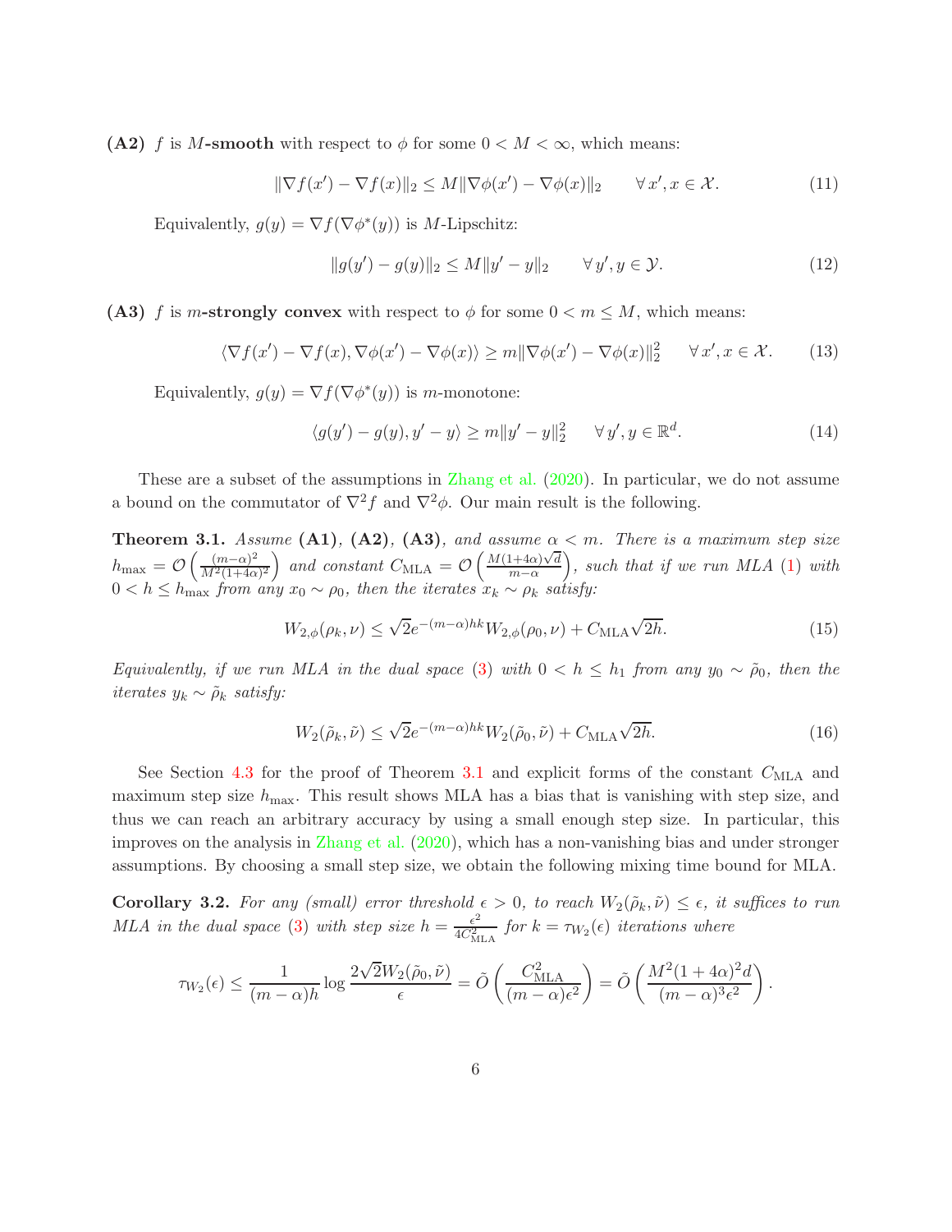**(A2)** $f$ is **$M$-smooth** with respect to $\phi$ for some $0 < M < \infty$, which means:

$$\|\nabla f(x') - \nabla f(x)\|_2 \le M \|\nabla \phi(x') - \nabla \phi(x)\|_2 \qquad \forall\, x', x \in \mathcal{X}. \tag{11}$$

Equivalently, $g(y) = \nabla f(\nabla \phi^*(y))$ is $M$-Lipschitz:

$$\|g(y') - g(y)\|_2 \le M \|y' - y\|_2 \qquad \forall\, y', y \in \mathcal{Y}. \tag{12}$$

**(A3)** $f$ is **$m$-strongly convex** with respect to $\phi$ for some $0 < m \le M$, which means:

$$\langle \nabla f(x') - \nabla f(x), \nabla \phi(x') - \nabla \phi(x) \rangle \ge m \|\nabla \phi(x') - \nabla \phi(x)\|_2^2 \quad \forall\, x', x \in \mathcal{X}. \tag{13}$$

Equivalently, $g(y) = \nabla f(\nabla \phi^*(y))$ is $m$-monotone:

$$\langle g(y') - g(y), y' - y \rangle \ge m \|y' - y\|_2^2 \quad \forall\, y', y \in \mathbb{R}^d. \tag{14}$$

These are a subset of the assumptions in Zhang et al. (2020). In particular, we do not assume a bound on the commutator of $\nabla^2 f$ and $\nabla^2 \phi$. Our main result is the following.

**Theorem 3.1.** *Assume* **(A1)**, **(A2)**, **(A3)**, *and assume $\alpha < m$. There is a maximum step size $h_{\max} = \mathcal{O}\left(\frac{(m-\alpha)^2}{M^2(1+4\alpha)^2}\right)$ and constant $C_{\text{MLA}} = \mathcal{O}\left(\frac{M(1+4\alpha)\sqrt{d}}{m-\alpha}\right)$, such that if we run MLA (1) with $0 < h \le h_{\max}$ from any $x_0 \sim \rho_0$, then the iterates $x_k \sim \rho_k$ satisfy:*

$$W_{2,\phi}(\rho_k, \nu) \le \sqrt{2} e^{-(m-\alpha)hk} W_{2,\phi}(\rho_0, \nu) + C_{\text{MLA}} \sqrt{2h}. \tag{15}$$

*Equivalently, if we run MLA in the dual space (3) with $0 < h \le h_1$ from any $y_0 \sim \tilde{\rho}_0$, then the iterates $y_k \sim \tilde{\rho}_k$ satisfy:*

$$W_2(\tilde{\rho}_k, \tilde{\nu}) \le \sqrt{2} e^{-(m-\alpha)hk} W_2(\tilde{\rho}_0, \tilde{\nu}) + C_{\text{MLA}} \sqrt{2h}. \tag{16}$$

See Section 4.3 for the proof of Theorem 3.1 and explicit forms of the constant $C_{\text{MLA}}$ and maximum step size $h_{\max}$. This result shows MLA has a bias that is vanishing with step size, and thus we can reach an arbitrary accuracy by using a small enough step size. In particular, this improves on the analysis in Zhang et al. (2020), which has a non-vanishing bias and under stronger assumptions. By choosing a small step size, we obtain the following mixing time bound for MLA.

**Corollary 3.2.** *For any (small) error threshold $\epsilon > 0$, to reach $W_2(\tilde{\rho}_k, \tilde{\nu}) \le \epsilon$, it suffices to run MLA in the dual space (3) with step size $h = \frac{\epsilon^2}{4C_{\text{MLA}}^2}$ for $k = \tau_{W_2}(\epsilon)$ iterations where*

$$\tau_{W_2}(\epsilon) \le \frac{1}{(m-\alpha)h} \log \frac{2\sqrt{2} W_2(\tilde{\rho}_0, \tilde{\nu})}{\epsilon} = \tilde{O}\left(\frac{C_{\text{MLA}}^2}{(m-\alpha)\epsilon^2}\right) = \tilde{O}\left(\frac{M^2(1+4\alpha)^2 d}{(m-\alpha)^3 \epsilon^2}\right).$$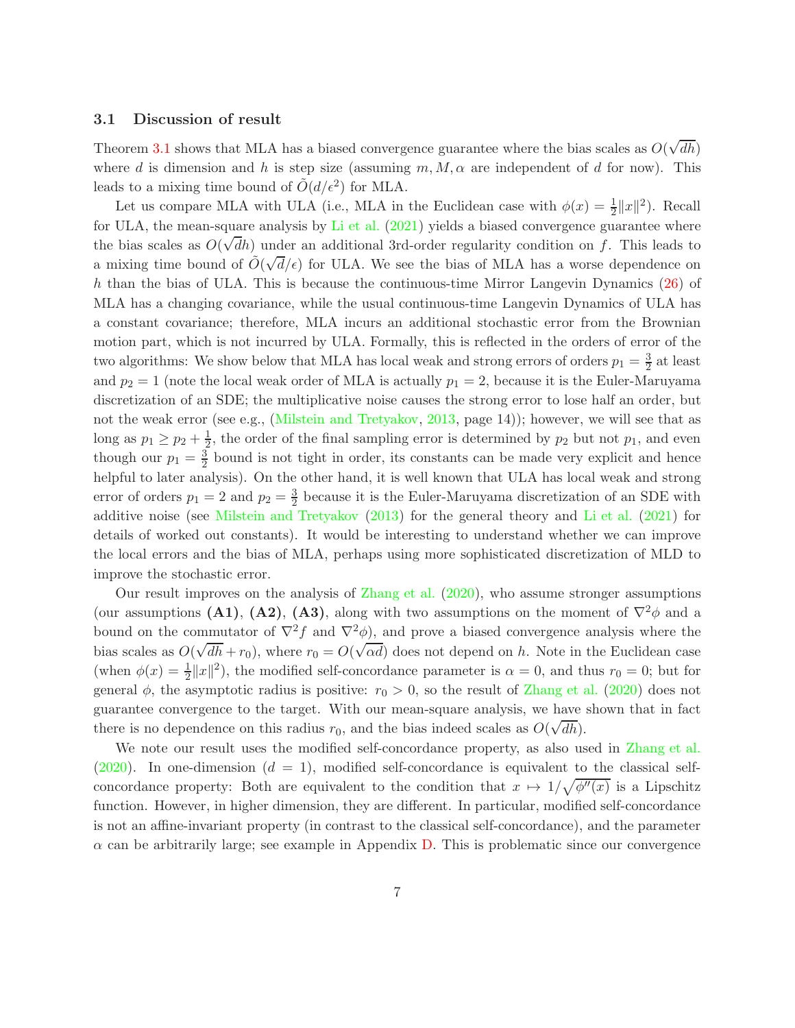### 3.1 Discussion of result

Theorem 3.1 shows that MLA has a biased convergence guarantee where the bias scales as $O(\sqrt{dh})$ where $d$ is dimension and $h$ is step size (assuming $m, M, \alpha$ are independent of $d$ for now). This leads to a mixing time bound of $\tilde{O}(d/\epsilon^2)$ for MLA.

Let us compare MLA with ULA (i.e., MLA in the Euclidean case with $\phi(x) = \frac{1}{2}\|x\|^2$). Recall for ULA, the mean-square analysis by Li et al. (2021) yields a biased convergence guarantee where the bias scales as $O(\sqrt{d}h)$ under an additional 3rd-order regularity condition on $f$. This leads to a mixing time bound of $\tilde{O}(\sqrt{d}/\epsilon)$ for ULA. We see the bias of MLA has a worse dependence on $h$ than the bias of ULA. This is because the continuous-time Mirror Langevin Dynamics (26) of MLA has a changing covariance, while the usual continuous-time Langevin Dynamics of ULA has a constant covariance; therefore, MLA incurs an additional stochastic error from the Brownian motion part, which is not incurred by ULA. Formally, this is reflected in the orders of error of the two algorithms: We show below that MLA has local weak and strong errors of orders $p_1 = \frac{3}{2}$ at least and $p_2 = 1$ (note the local weak order of MLA is actually $p_1 = 2$, because it is the Euler-Maruyama discretization of an SDE; the multiplicative noise causes the strong error to lose half an order, but not the weak error (see e.g., (Milstein and Tretyakov, 2013, page 14)); however, we will see that as long as $p_1 \geq p_2 + \frac{1}{2}$, the order of the final sampling error is determined by $p_2$ but not $p_1$, and even though our $p_1 = \frac{3}{2}$ bound is not tight in order, its constants can be made very explicit and hence helpful to later analysis). On the other hand, it is well known that ULA has local weak and strong error of orders $p_1 = 2$ and $p_2 = \frac{3}{2}$ because it is the Euler-Maruyama discretization of an SDE with additive noise (see Milstein and Tretyakov (2013) for the general theory and Li et al. (2021) for details of worked out constants). It would be interesting to understand whether we can improve the local errors and the bias of MLA, perhaps using more sophisticated discretization of MLD to improve the stochastic error.

Our result improves on the analysis of Zhang et al. (2020), who assume stronger assumptions (our assumptions **(A1)**, **(A2)**, **(A3)**, along with two assumptions on the moment of $\nabla^2\phi$ and a bound on the commutator of $\nabla^2 f$ and $\nabla^2\phi$), and prove a biased convergence analysis where the bias scales as $O(\sqrt{dh} + r_0)$, where $r_0 = O(\sqrt{\alpha d})$ does not depend on $h$. Note in the Euclidean case (when $\phi(x) = \frac{1}{2}\|x\|^2$), the modified self-concordance parameter is $\alpha = 0$, and thus $r_0 = 0$; but for general $\phi$, the asymptotic radius is positive: $r_0 > 0$, so the result of Zhang et al. (2020) does not guarantee convergence to the target. With our mean-square analysis, we have shown that in fact there is no dependence on this radius $r_0$, and the bias indeed scales as $O(\sqrt{dh})$.

We note our result uses the modified self-concordance property, as also used in Zhang et al. (2020). In one-dimension ($d = 1$), modified self-concordance is equivalent to the classical self-concordance property: Both are equivalent to the condition that $x \mapsto 1/\sqrt{\phi''(x)}$ is a Lipschitz function. However, in higher dimension, they are different. In particular, modified self-concordance is not an affine-invariant property (in contrast to the classical self-concordance), and the parameter $\alpha$ can be arbitrarily large; see example in Appendix D. This is problematic since our convergence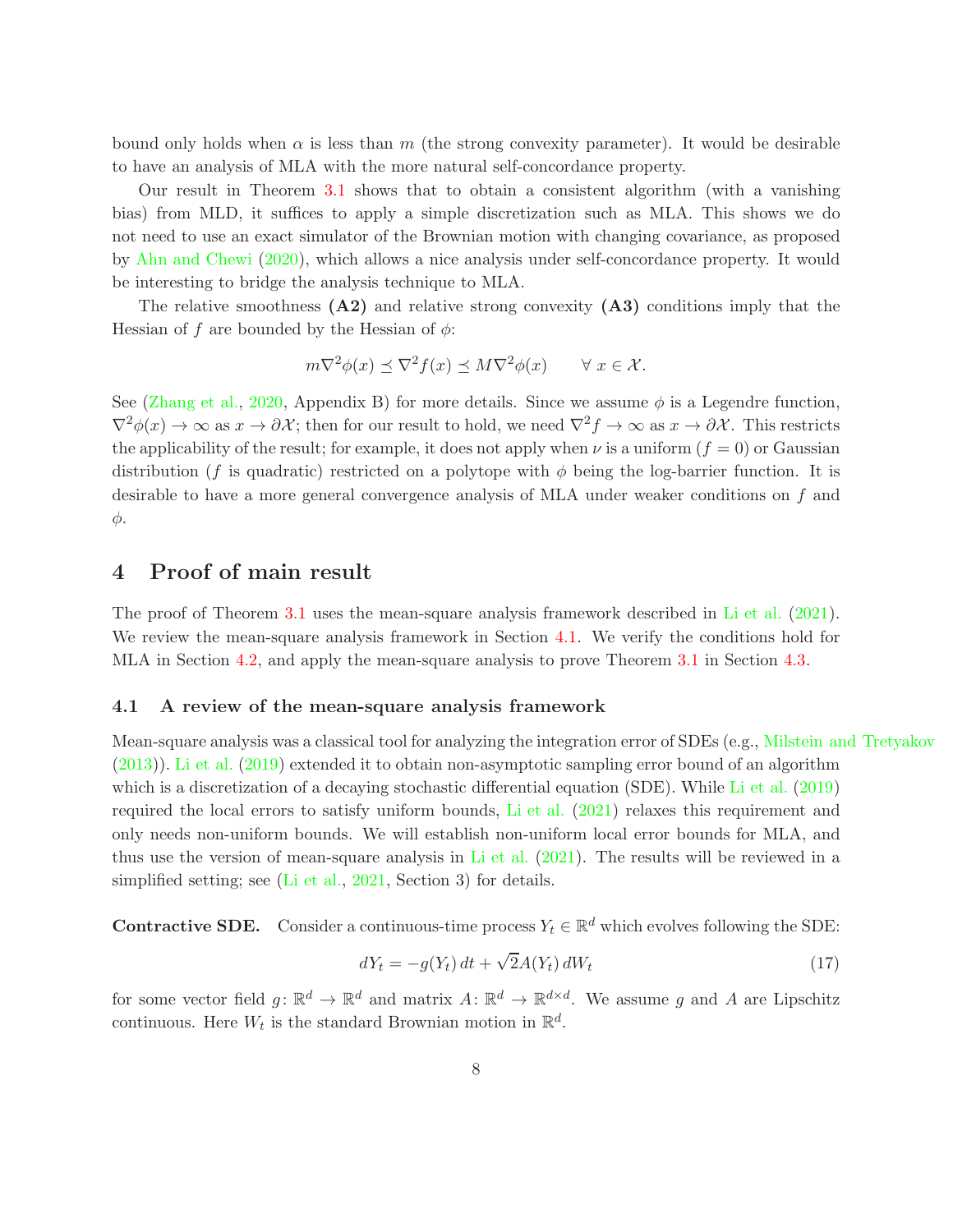bound only holds when $\alpha$ is less than $m$ (the strong convexity parameter). It would be desirable to have an analysis of MLA with the more natural self-concordance property.

Our result in Theorem 3.1 shows that to obtain a consistent algorithm (with a vanishing bias) from MLD, it suffices to apply a simple discretization such as MLA. This shows we do not need to use an exact simulator of the Brownian motion with changing covariance, as proposed by Ahn and Chewi (2020), which allows a nice analysis under self-concordance property. It would be interesting to bridge the analysis technique to MLA.

The relative smoothness **(A2)** and relative strong convexity **(A3)** conditions imply that the Hessian of $f$ are bounded by the Hessian of $\phi$:

$$m\nabla^2\phi(x) \preceq \nabla^2 f(x) \preceq M\nabla^2\phi(x) \qquad \forall\, x \in \mathcal{X}.$$

See (Zhang et al., 2020, Appendix B) for more details. Since we assume $\phi$ is a Legendre function, $\nabla^2\phi(x) \to \infty$ as $x \to \partial\mathcal{X}$; then for our result to hold, we need $\nabla^2 f \to \infty$ as $x \to \partial\mathcal{X}$. This restricts the applicability of the result; for example, it does not apply when $\nu$ is a uniform ($f = 0$) or Gaussian distribution ($f$ is quadratic) restricted on a polytope with $\phi$ being the log-barrier function. It is desirable to have a more general convergence analysis of MLA under weaker conditions on $f$ and $\phi$.

# 4 Proof of main result

The proof of Theorem 3.1 uses the mean-square analysis framework described in Li et al. (2021). We review the mean-square analysis framework in Section 4.1. We verify the conditions hold for MLA in Section 4.2, and apply the mean-square analysis to prove Theorem 3.1 in Section 4.3.

## 4.1 A review of the mean-square analysis framework

Mean-square analysis was a classical tool for analyzing the integration error of SDEs (e.g., Milstein and Tretyakov (2013)). Li et al. (2019) extended it to obtain non-asymptotic sampling error bound of an algorithm which is a discretization of a decaying stochastic differential equation (SDE). While Li et al. (2019) required the local errors to satisfy uniform bounds, Li et al. (2021) relaxes this requirement and only needs non-uniform bounds. We will establish non-uniform local error bounds for MLA, and thus use the version of mean-square analysis in Li et al. (2021). The results will be reviewed in a simplified setting; see (Li et al., 2021, Section 3) for details.

**Contractive SDE.** Consider a continuous-time process $Y_t \in \mathbb{R}^d$ which evolves following the SDE:

$$dY_t = -g(Y_t)\,dt + \sqrt{2}A(Y_t)\,dW_t \tag{17}$$

for some vector field $g\colon \mathbb{R}^d \to \mathbb{R}^d$ and matrix $A\colon \mathbb{R}^d \to \mathbb{R}^{d\times d}$. We assume $g$ and $A$ are Lipschitz continuous. Here $W_t$ is the standard Brownian motion in $\mathbb{R}^d$.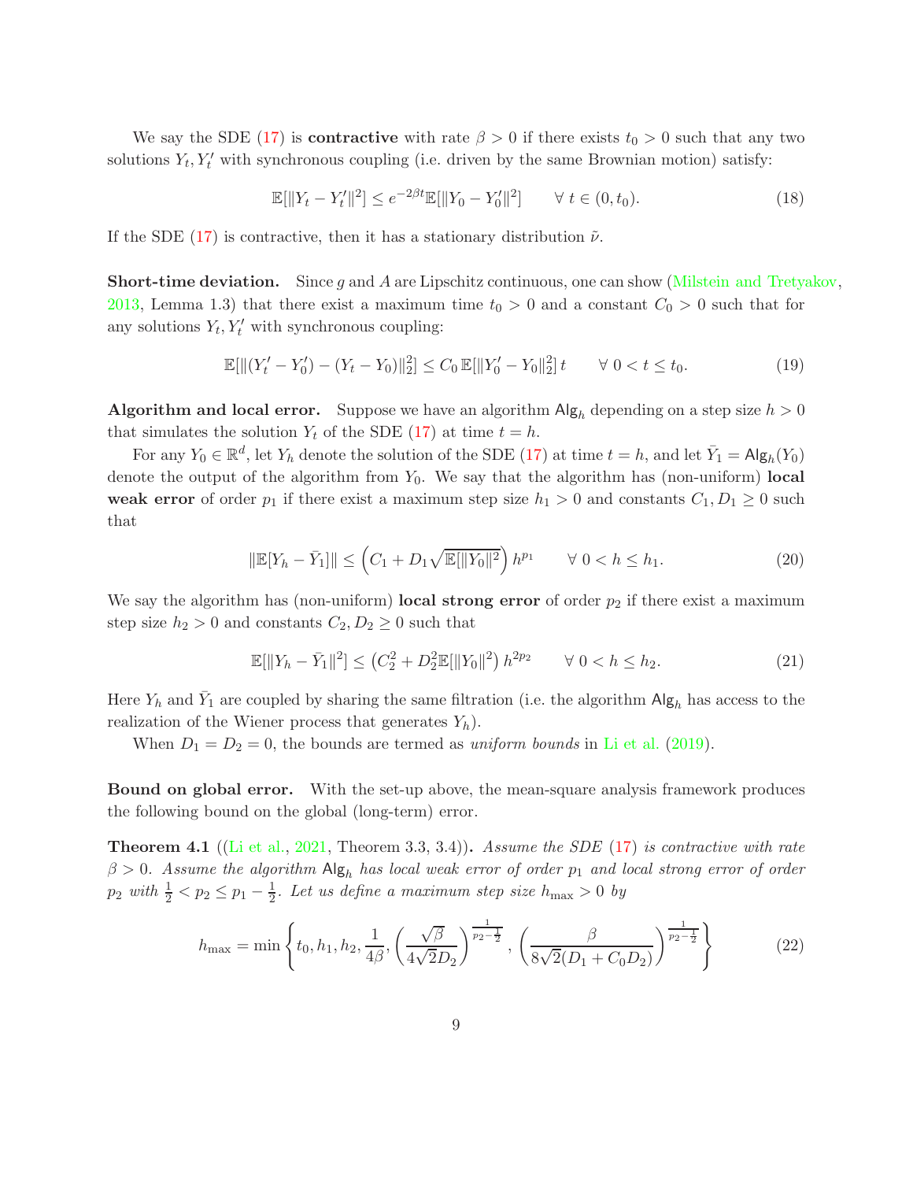We say the SDE (17) is **contractive** with rate $\beta > 0$ if there exists $t_0 > 0$ such that any two solutions $Y_t, Y_t'$ with synchronous coupling (i.e. driven by the same Brownian motion) satisfy:

$$\mathbb{E}[\|Y_t - Y_t'\|^2] \leq e^{-2\beta t}\mathbb{E}[\|Y_0 - Y_0'\|^2] \qquad \forall\ t \in (0, t_0). \tag{18}$$

If the SDE (17) is contractive, then it has a stationary distribution $\tilde{\nu}$.

**Short-time deviation.** Since $g$ and $A$ are Lipschitz continuous, one can show (Milstein and Tretyakov, 2013, Lemma 1.3) that there exist a maximum time $t_0 > 0$ and a constant $C_0 > 0$ such that for any solutions $Y_t, Y_t'$ with synchronous coupling:

$$\mathbb{E}[\|(Y_t' - Y_0') - (Y_t - Y_0)\|_2^2] \leq C_0\, \mathbb{E}[\|Y_0' - Y_0\|_2^2]\, t \qquad \forall\ 0 < t \leq t_0. \tag{19}$$

**Algorithm and local error.** Suppose we have an algorithm $\mathsf{Alg}_h$ depending on a step size $h > 0$ that simulates the solution $Y_t$ of the SDE (17) at time $t = h$.

For any $Y_0 \in \mathbb{R}^d$, let $Y_h$ denote the solution of the SDE (17) at time $t = h$, and let $\bar{Y}_1 = \mathsf{Alg}_h(Y_0)$ denote the output of the algorithm from $Y_0$. We say that the algorithm has (non-uniform) **local weak error** of order $p_1$ if there exist a maximum step size $h_1 > 0$ and constants $C_1, D_1 \geq 0$ such that

$$\|\mathbb{E}[Y_h - \bar{Y}_1]\| \leq \left(C_1 + D_1\sqrt{\mathbb{E}[\|Y_0\|^2]}\right) h^{p_1} \qquad \forall\ 0 < h \leq h_1. \tag{20}$$

We say the algorithm has (non-uniform) **local strong error** of order $p_2$ if there exist a maximum step size $h_2 > 0$ and constants $C_2, D_2 \geq 0$ such that

$$\mathbb{E}[\|Y_h - \bar{Y}_1\|^2] \leq \left(C_2^2 + D_2^2\mathbb{E}[\|Y_0\|^2]\right) h^{2p_2} \qquad \forall\ 0 < h \leq h_2. \tag{21}$$

Here $Y_h$ and $\bar{Y}_1$ are coupled by sharing the same filtration (i.e. the algorithm $\mathsf{Alg}_h$ has access to the realization of the Wiener process that generates $Y_h$).

When $D_1 = D_2 = 0$, the bounds are termed as *uniform bounds* in Li et al. (2019).

**Bound on global error.** With the set-up above, the mean-square analysis framework produces the following bound on the global (long-term) error.

**Theorem 4.1** ((Li et al., 2021, Theorem 3.3, 3.4))**.** *Assume the SDE (17) is contractive with rate $\beta > 0$. Assume the algorithm $\mathsf{Alg}_h$ has local weak error of order $p_1$ and local strong error of order $p_2$ with $\frac{1}{2} < p_2 \leq p_1 - \frac{1}{2}$. Let us define a maximum step size $h_{\max} > 0$ by*

$$h_{\max} = \min\left\{t_0, h_1, h_2, \frac{1}{4\beta}, \left(\frac{\sqrt{\beta}}{4\sqrt{2}D_2}\right)^{\frac{1}{p_2 - \frac{1}{2}}}, \left(\frac{\beta}{8\sqrt{2}(D_1 + C_0 D_2)}\right)^{\frac{1}{p_2 - \frac{1}{2}}}\right\} \tag{22}$$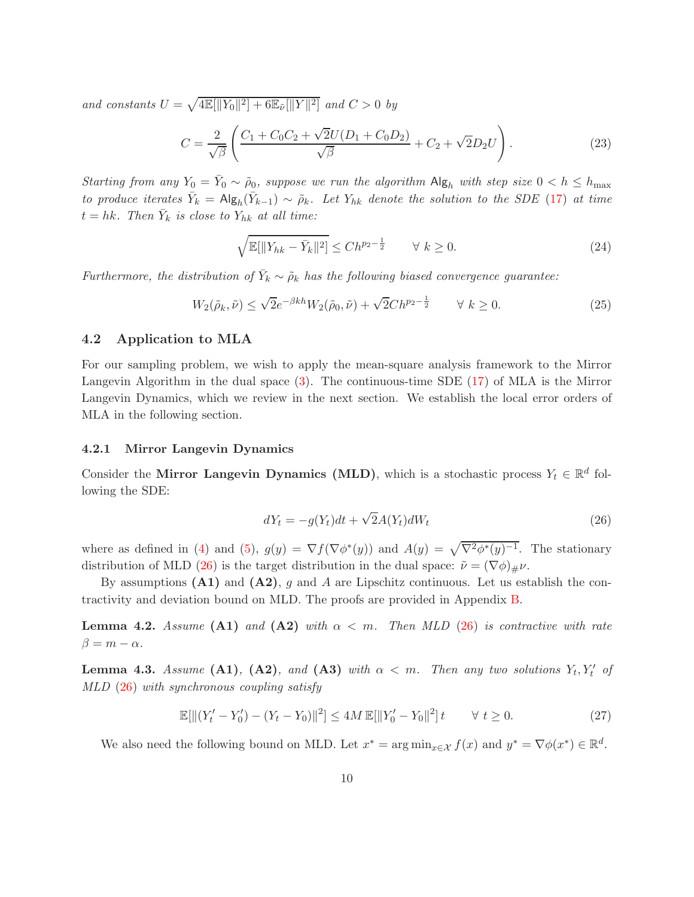*and constants* $U = \sqrt{4\mathbb{E}[\|Y_0\|^2] + 6\mathbb{E}_{\tilde{\nu}}[\|Y\|^2]}$ *and* $C > 0$ *by*

$$C = \frac{2}{\sqrt{\beta}}\left(\frac{C_1 + C_0C_2 + \sqrt{2}U(D_1 + C_0D_2)}{\sqrt{\beta}} + C_2 + \sqrt{2}D_2U\right). \tag{23}$$

*Starting from any* $Y_0 = \bar{Y}_0 \sim \tilde{\rho}_0$*, suppose we run the algorithm* $\mathsf{Alg}_h$ *with step size* $0 < h \le h_{\max}$ *to produce iterates* $\bar{Y}_k = \mathsf{Alg}_h(\bar{Y}_{k-1}) \sim \tilde{\rho}_k$*. Let* $Y_{hk}$ *denote the solution to the SDE* (17) *at time* $t = hk$*. Then* $\bar{Y}_k$ *is close to* $Y_{hk}$ *at all time:*

$$\sqrt{\mathbb{E}[\|Y_{hk} - \bar{Y}_k\|^2]} \le Ch^{p_2 - \frac{1}{2}} \qquad \forall\ k \ge 0. \tag{24}$$

*Furthermore, the distribution of* $\bar{Y}_k \sim \tilde{\rho}_k$ *has the following biased convergence guarantee:*

$$W_2(\tilde{\rho}_k, \tilde{\nu}) \le \sqrt{2}e^{-\beta kh}W_2(\tilde{\rho}_0, \tilde{\nu}) + \sqrt{2}Ch^{p_2 - \frac{1}{2}} \qquad \forall\ k \ge 0. \tag{25}$$

## 4.2 Application to MLA

For our sampling problem, we wish to apply the mean-square analysis framework to the Mirror Langevin Algorithm in the dual space (3). The continuous-time SDE (17) of MLA is the Mirror Langevin Dynamics, which we review in the next section. We establish the local error orders of MLA in the following section.

### 4.2.1 Mirror Langevin Dynamics

Consider the **Mirror Langevin Dynamics (MLD)**, which is a stochastic process $Y_t \in \mathbb{R}^d$ following the SDE:

$$dY_t = -g(Y_t)dt + \sqrt{2}A(Y_t)dW_t \tag{26}$$

where as defined in (4) and (5), $g(y) = \nabla f(\nabla\phi^*(y))$ and $A(y) = \sqrt{\nabla^2\phi^*(y)^{-1}}$. The stationary distribution of MLD (26) is the target distribution in the dual space: $\tilde{\nu} = (\nabla\phi)_{\#}\nu$.

By assumptions **(A1)** and **(A2)**, $g$ and $A$ are Lipschitz continuous. Let us establish the contractivity and deviation bound on MLD. The proofs are provided in Appendix B.

**Lemma 4.2.** *Assume* **(A1)** *and* **(A2)** *with* $\alpha < m$*. Then MLD* (26) *is contractive with rate* $\beta = m - \alpha$*.*

**Lemma 4.3.** *Assume* **(A1)***,* **(A2)***, and* **(A3)** *with* $\alpha < m$*. Then any two solutions* $Y_t, Y_t'$ *of MLD* (26) *with synchronous coupling satisfy*

$$\mathbb{E}[\|(Y_t' - Y_0') - (Y_t - Y_0)\|^2] \le 4M\,\mathbb{E}[\|Y_0' - Y_0\|^2]\,t \qquad \forall\ t \ge 0. \tag{27}$$

We also need the following bound on MLD. Let $x^* = \arg\min_{x\in\mathcal{X}} f(x)$ and $y^* = \nabla\phi(x^*) \in \mathbb{R}^d$.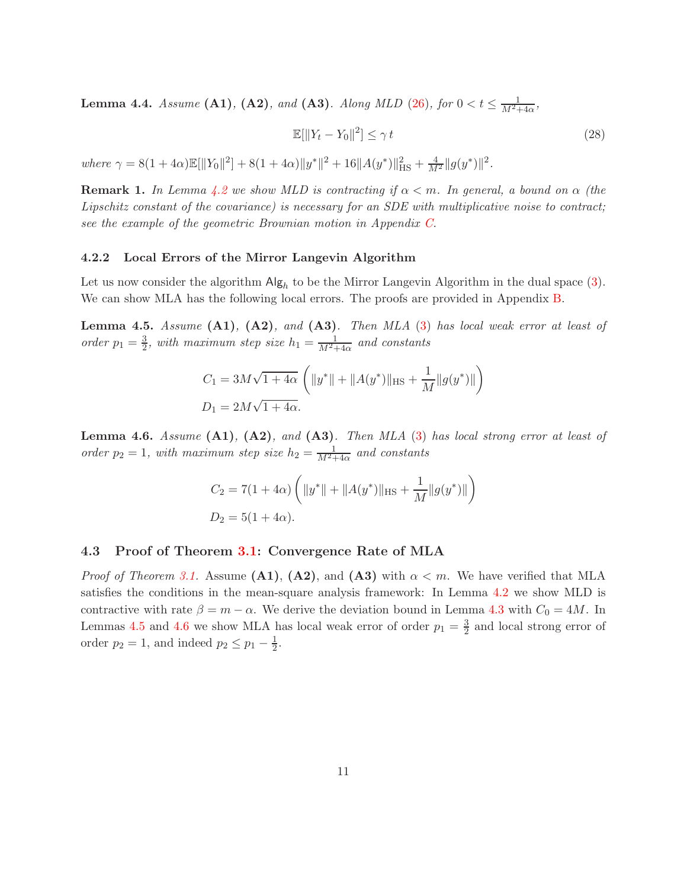**Lemma 4.4.** *Assume* **(A1)**, **(A2)**, *and* **(A3)**. *Along MLD (26), for $0 < t \le \frac{1}{M^2+4\alpha}$,*

$$\mathbb{E}[\|Y_t - Y_0\|^2] \le \gamma \, t \tag{28}$$

*where $\gamma = 8(1+4\alpha)\mathbb{E}[\|Y_0\|^2] + 8(1+4\alpha)\|y^*\|^2 + 16\|A(y^*)\|_{\mathrm{HS}}^2 + \frac{4}{M^2}\|g(y^*)\|^2$.*

**Remark 1.** *In Lemma 4.2 we show MLD is contracting if $\alpha < m$. In general, a bound on $\alpha$ (the Lipschitz constant of the covariance) is necessary for an SDE with multiplicative noise to contract; see the example of the geometric Brownian motion in Appendix C.*

#### 4.2.2 Local Errors of the Mirror Langevin Algorithm

Let us now consider the algorithm $\mathsf{Alg}_h$ to be the Mirror Langevin Algorithm in the dual space (3). We can show MLA has the following local errors. The proofs are provided in Appendix B.

**Lemma 4.5.** *Assume* **(A1)**, **(A2)**, *and* **(A3)**. *Then MLA (3) has local weak error at least of order $p_1 = \frac{3}{2}$, with maximum step size $h_1 = \frac{1}{M^2+4\alpha}$ and constants*

$$C_1 = 3M\sqrt{1+4\alpha}\left(\|y^*\| + \|A(y^*)\|_{\mathrm{HS}} + \frac{1}{M}\|g(y^*)\|\right)$$
$$D_1 = 2M\sqrt{1+4\alpha}.$$

**Lemma 4.6.** *Assume* **(A1)**, **(A2)**, *and* **(A3)**. *Then MLA (3) has local strong error at least of order $p_2 = 1$, with maximum step size $h_2 = \frac{1}{M^2+4\alpha}$ and constants*

$$C_2 = 7(1+4\alpha)\left(\|y^*\| + \|A(y^*)\|_{\mathrm{HS}} + \frac{1}{M}\|g(y^*)\|\right)$$
$$D_2 = 5(1+4\alpha).$$

### 4.3 Proof of Theorem 3.1: Convergence Rate of MLA

*Proof of Theorem 3.1.* Assume **(A1)**, **(A2)**, and **(A3)** with $\alpha < m$. We have verified that MLA satisfies the conditions in the mean-square analysis framework: In Lemma 4.2 we show MLD is contractive with rate $\beta = m - \alpha$. We derive the deviation bound in Lemma 4.3 with $C_0 = 4M$. In Lemmas 4.5 and 4.6 we show MLA has local weak error of order $p_1 = \frac{3}{2}$ and local strong error of order $p_2 = 1$, and indeed $p_2 \le p_1 - \frac{1}{2}$.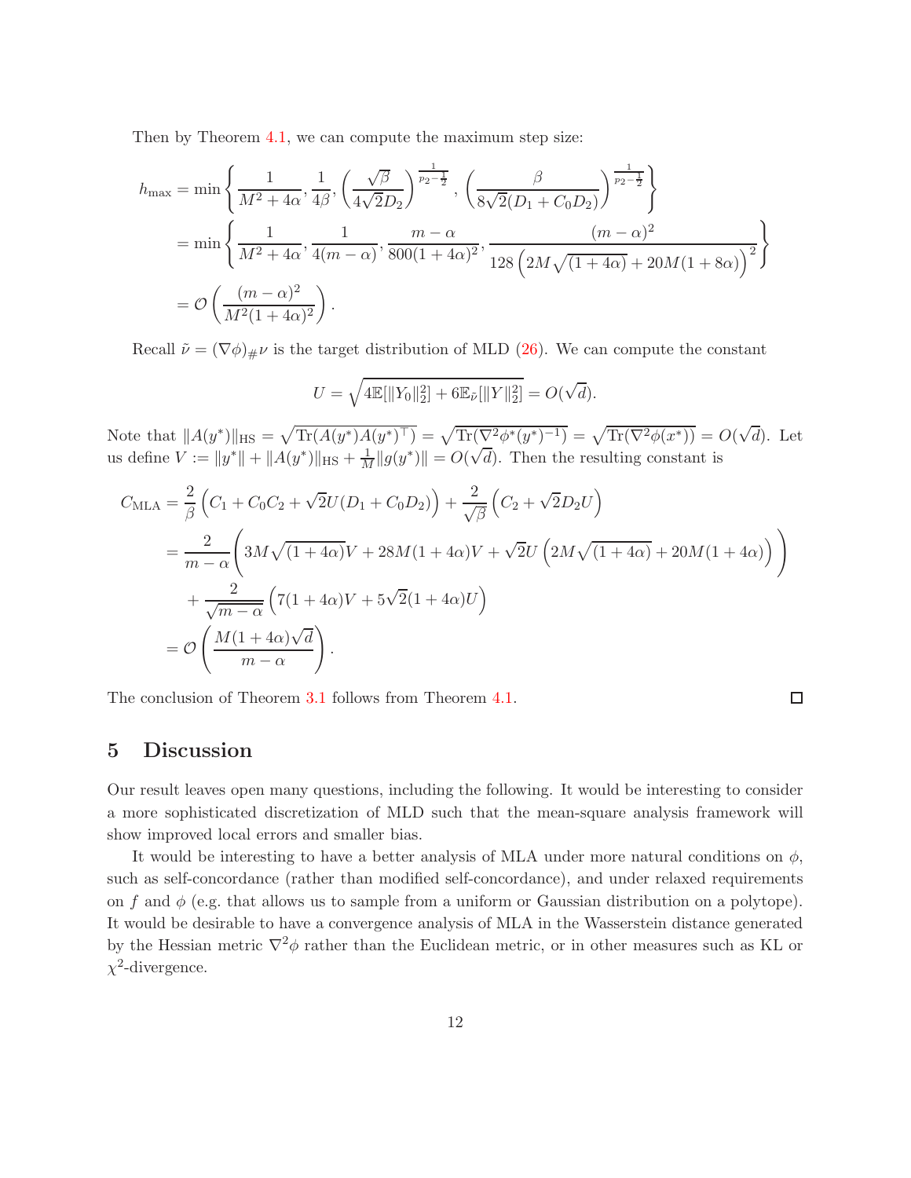Then by Theorem 4.1, we can compute the maximum step size:

$$
\begin{aligned}
h_{\max} &= \min\left\{ \frac{1}{M^2+4\alpha}, \frac{1}{4\beta}, \left(\frac{\sqrt{\beta}}{4\sqrt{2}D_2}\right)^{\frac{1}{p_2-\frac{1}{2}}}, \left(\frac{\beta}{8\sqrt{2}(D_1+C_0D_2)}\right)^{\frac{1}{p_2-\frac{1}{2}}} \right\} \\
&= \min\left\{ \frac{1}{M^2+4\alpha}, \frac{1}{4(m-\alpha)}, \frac{m-\alpha}{800(1+4\alpha)^2}, \frac{(m-\alpha)^2}{128\left(2M\sqrt{(1+4\alpha)}+20M(1+8\alpha)\right)^2} \right\} \\
&= \mathcal{O}\left(\frac{(m-\alpha)^2}{M^2(1+4\alpha)^2}\right).
\end{aligned}
$$

Recall $\tilde{\nu} = (\nabla\phi)_{\#}\nu$ is the target distribution of MLD (26). We can compute the constant

$$
U = \sqrt{4\mathbb{E}[\|Y_0\|_2^2] + 6\mathbb{E}_{\tilde{\nu}}[\|Y\|_2^2]} = O(\sqrt{d}).
$$

Note that $\|A(y^*)\|_{\mathrm{HS}} = \sqrt{\mathrm{Tr}(A(y^*)A(y^*)^\top)} = \sqrt{\mathrm{Tr}(\nabla^2\phi^*(y^*)^{-1})} = \sqrt{\mathrm{Tr}(\nabla^2\phi(x^*))} = O(\sqrt{d})$. Let us define $V := \|y^*\| + \|A(y^*)\|_{\mathrm{HS}} + \frac{1}{M}\|g(y^*)\| = O(\sqrt{d})$. Then the resulting constant is

$$
\begin{aligned}
C_{\mathrm{MLA}} &= \frac{2}{\beta}\left(C_1 + C_0C_2 + \sqrt{2}U(D_1+C_0D_2)\right) + \frac{2}{\sqrt{\beta}}\left(C_2 + \sqrt{2}D_2U\right) \\
&= \frac{2}{m-\alpha}\left(3M\sqrt{(1+4\alpha)}V + 28M(1+4\alpha)V + \sqrt{2}U\left(2M\sqrt{(1+4\alpha)} + 20M(1+4\alpha)\right)\right) \\
&\quad + \frac{2}{\sqrt{m-\alpha}}\left(7(1+4\alpha)V + 5\sqrt{2}(1+4\alpha)U\right) \\
&= \mathcal{O}\left(\frac{M(1+4\alpha)\sqrt{d}}{m-\alpha}\right).
\end{aligned}
$$

The conclusion of Theorem 3.1 follows from Theorem 4.1. □

# 5 Discussion

Our result leaves open many questions, including the following. It would be interesting to consider a more sophisticated discretization of MLD such that the mean-square analysis framework will show improved local errors and smaller bias.

It would be interesting to have a better analysis of MLA under more natural conditions on $\phi$, such as self-concordance (rather than modified self-concordance), and under relaxed requirements on $f$ and $\phi$ (e.g. that allows us to sample from a uniform or Gaussian distribution on a polytope). It would be desirable to have a convergence analysis of MLA in the Wasserstein distance generated by the Hessian metric $\nabla^2\phi$ rather than the Euclidean metric, or in other measures such as KL or $\chi^2$-divergence.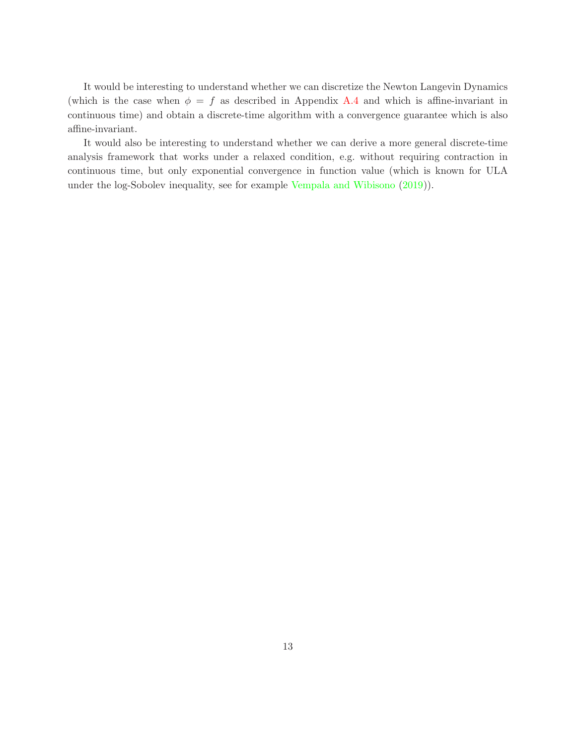It would be interesting to understand whether we can discretize the Newton Langevin Dynamics (which is the case when $\phi = f$ as described in Appendix A.4 and which is affine-invariant in continuous time) and obtain a discrete-time algorithm with a convergence guarantee which is also affine-invariant.

It would also be interesting to understand whether we can derive a more general discrete-time analysis framework that works under a relaxed condition, e.g. without requiring contraction in continuous time, but only exponential convergence in function value (which is known for ULA under the log-Sobolev inequality, see for example Vempala and Wibisono (2019)).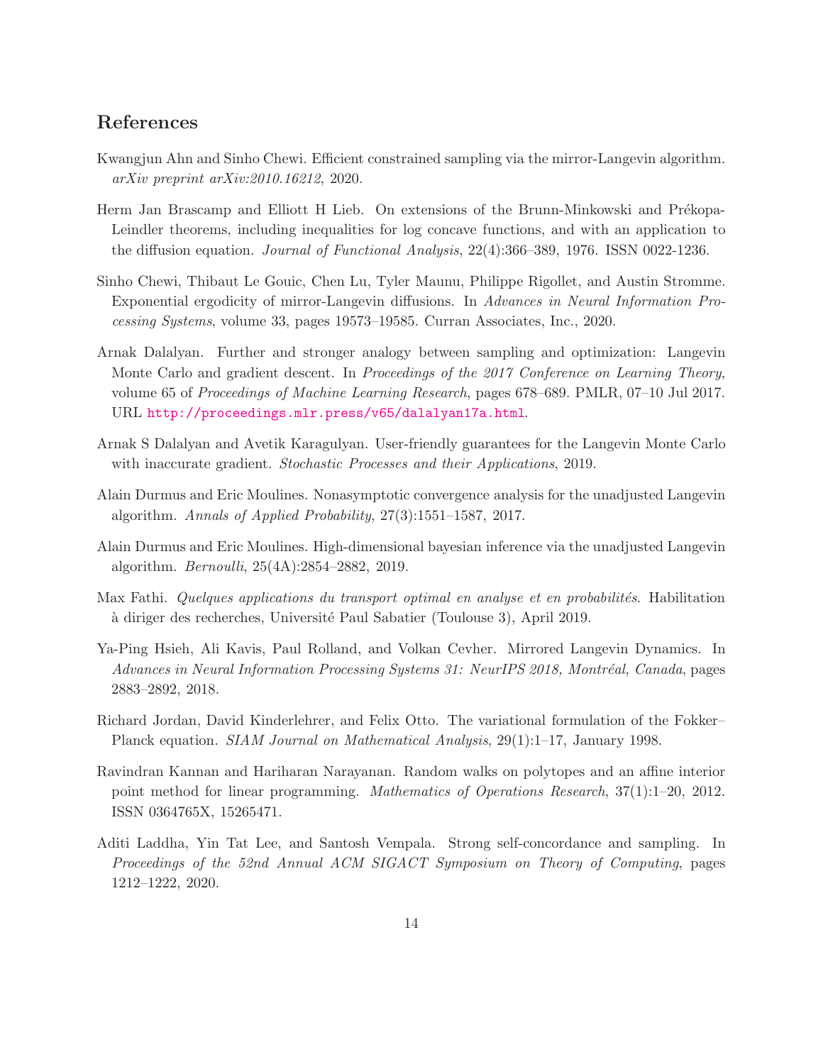## References

Kwangjun Ahn and Sinho Chewi. Efficient constrained sampling via the mirror-Langevin algorithm. *arXiv preprint arXiv:2010.16212*, 2020.

Herm Jan Brascamp and Elliott H Lieb. On extensions of the Brunn-Minkowski and Prékopa-Leindler theorems, including inequalities for log concave functions, and with an application to the diffusion equation. *Journal of Functional Analysis*, 22(4):366–389, 1976. ISSN 0022-1236.

Sinho Chewi, Thibaut Le Gouic, Chen Lu, Tyler Maunu, Philippe Rigollet, and Austin Stromme. Exponential ergodicity of mirror-Langevin diffusions. In *Advances in Neural Information Processing Systems*, volume 33, pages 19573–19585. Curran Associates, Inc., 2020.

Arnak Dalalyan. Further and stronger analogy between sampling and optimization: Langevin Monte Carlo and gradient descent. In *Proceedings of the 2017 Conference on Learning Theory*, volume 65 of *Proceedings of Machine Learning Research*, pages 678–689. PMLR, 07–10 Jul 2017. URL http://proceedings.mlr.press/v65/dalalyan17a.html.

Arnak S Dalalyan and Avetik Karagulyan. User-friendly guarantees for the Langevin Monte Carlo with inaccurate gradient. *Stochastic Processes and their Applications*, 2019.

Alain Durmus and Eric Moulines. Nonasymptotic convergence analysis for the unadjusted Langevin algorithm. *Annals of Applied Probability*, 27(3):1551–1587, 2017.

Alain Durmus and Eric Moulines. High-dimensional bayesian inference via the unadjusted Langevin algorithm. *Bernoulli*, 25(4A):2854–2882, 2019.

Max Fathi. *Quelques applications du transport optimal en analyse et en probabilités*. Habilitation à diriger des recherches, Université Paul Sabatier (Toulouse 3), April 2019.

Ya-Ping Hsieh, Ali Kavis, Paul Rolland, and Volkan Cevher. Mirrored Langevin Dynamics. In *Advances in Neural Information Processing Systems 31: NeurIPS 2018, Montréal, Canada*, pages 2883–2892, 2018.

Richard Jordan, David Kinderlehrer, and Felix Otto. The variational formulation of the Fokker–Planck equation. *SIAM Journal on Mathematical Analysis*, 29(1):1–17, January 1998.

Ravindran Kannan and Hariharan Narayanan. Random walks on polytopes and an affine interior point method for linear programming. *Mathematics of Operations Research*, 37(1):1–20, 2012. ISSN 0364765X, 15265471.

Aditi Laddha, Yin Tat Lee, and Santosh Vempala. Strong self-concordance and sampling. In *Proceedings of the 52nd Annual ACM SIGACT Symposium on Theory of Computing*, pages 1212–1222, 2020.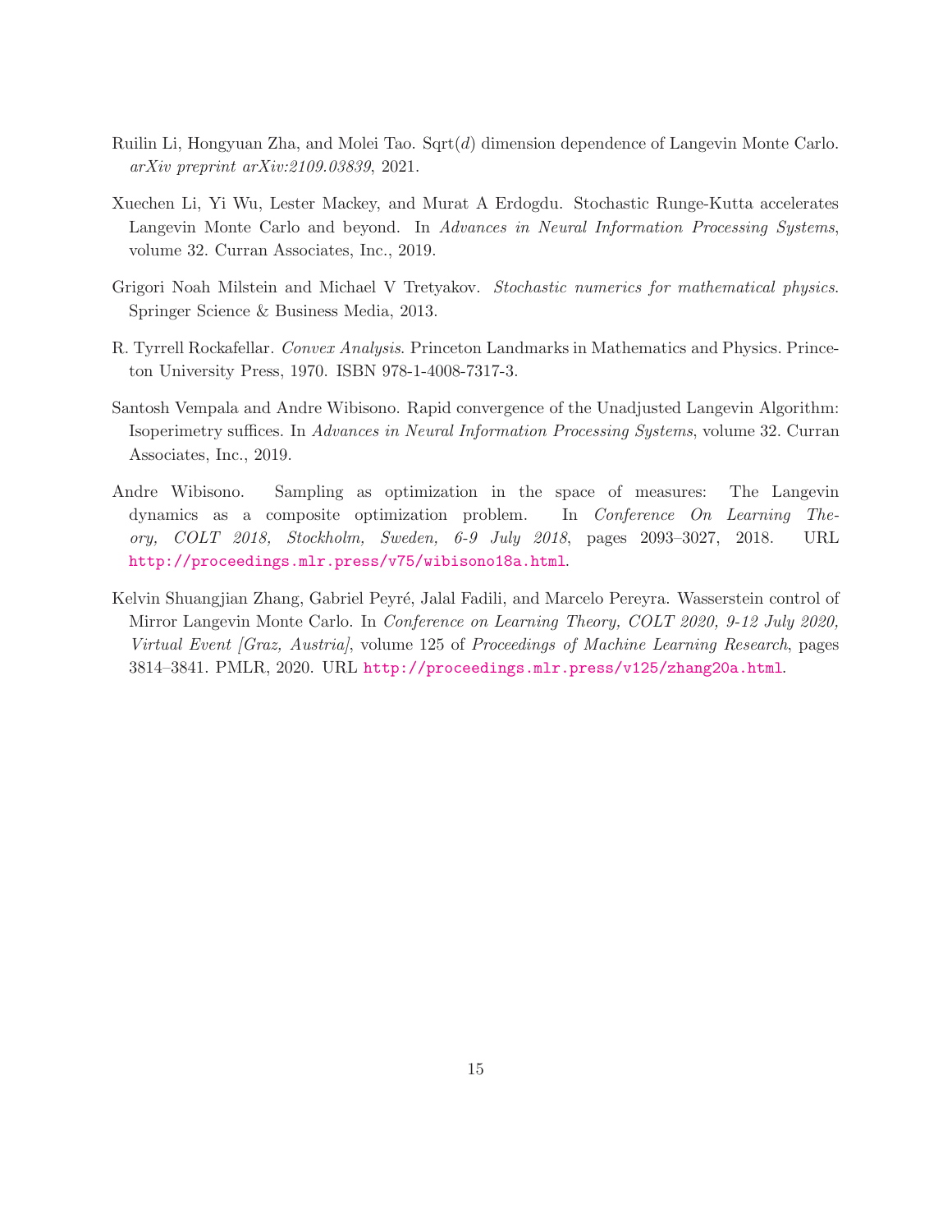Ruilin Li, Hongyuan Zha, and Molei Tao. Sqrt($d$) dimension dependence of Langevin Monte Carlo. *arXiv preprint arXiv:2109.03839*, 2021.

Xuechen Li, Yi Wu, Lester Mackey, and Murat A Erdogdu. Stochastic Runge-Kutta accelerates Langevin Monte Carlo and beyond. In *Advances in Neural Information Processing Systems*, volume 32. Curran Associates, Inc., 2019.

Grigori Noah Milstein and Michael V Tretyakov. *Stochastic numerics for mathematical physics*. Springer Science & Business Media, 2013.

R. Tyrrell Rockafellar. *Convex Analysis*. Princeton Landmarks in Mathematics and Physics. Princeton University Press, 1970. ISBN 978-1-4008-7317-3.

Santosh Vempala and Andre Wibisono. Rapid convergence of the Unadjusted Langevin Algorithm: Isoperimetry suffices. In *Advances in Neural Information Processing Systems*, volume 32. Curran Associates, Inc., 2019.

Andre Wibisono. Sampling as optimization in the space of measures: The Langevin dynamics as a composite optimization problem. In *Conference On Learning Theory, COLT 2018, Stockholm, Sweden, 6-9 July 2018*, pages 2093–3027, 2018. URL http://proceedings.mlr.press/v75/wibisono18a.html.

Kelvin Shuangjian Zhang, Gabriel Peyré, Jalal Fadili, and Marcelo Pereyra. Wasserstein control of Mirror Langevin Monte Carlo. In *Conference on Learning Theory, COLT 2020, 9-12 July 2020, Virtual Event [Graz, Austria]*, volume 125 of *Proceedings of Machine Learning Research*, pages 3814–3841. PMLR, 2020. URL http://proceedings.mlr.press/v125/zhang20a.html.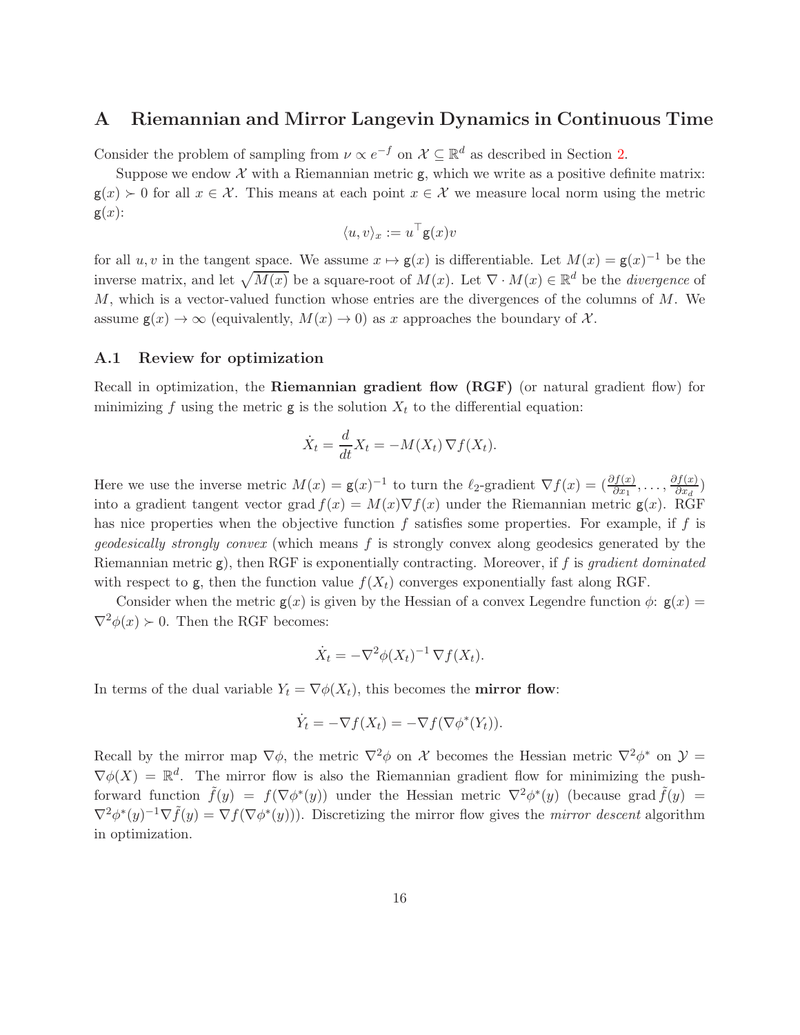# A Riemannian and Mirror Langevin Dynamics in Continuous Time

Consider the problem of sampling from $\nu \propto e^{-f}$ on $\mathcal{X} \subseteq \mathbb{R}^d$ as described in Section 2.

Suppose we endow $\mathcal{X}$ with a Riemannian metric $\mathsf{g}$, which we write as a positive definite matrix: $\mathsf{g}(x) \succ 0$ for all $x \in \mathcal{X}$. This means at each point $x \in \mathcal{X}$ we measure local norm using the metric $\mathsf{g}(x)$:

$$\langle u, v \rangle_x := u^\top \mathsf{g}(x) v$$

for all $u, v$ in the tangent space. We assume $x \mapsto \mathsf{g}(x)$ is differentiable. Let $M(x) = \mathsf{g}(x)^{-1}$ be the inverse matrix, and let $\sqrt{M(x)}$ be a square-root of $M(x)$. Let $\nabla \cdot M(x) \in \mathbb{R}^d$ be the *divergence* of $M$, which is a vector-valued function whose entries are the divergences of the columns of $M$. We assume $\mathsf{g}(x) \to \infty$ (equivalently, $M(x) \to 0$) as $x$ approaches the boundary of $\mathcal{X}$.

## A.1 Review for optimization

Recall in optimization, the **Riemannian gradient flow (RGF)** (or natural gradient flow) for minimizing $f$ using the metric $\mathsf{g}$ is the solution $X_t$ to the differential equation:

$$\dot{X}_t = \frac{d}{dt} X_t = -M(X_t)\, \nabla f(X_t).$$

Here we use the inverse metric $M(x) = \mathsf{g}(x)^{-1}$ to turn the $\ell_2$-gradient $\nabla f(x) = (\frac{\partial f(x)}{\partial x_1}, \dots, \frac{\partial f(x)}{\partial x_d})$ into a gradient tangent vector $\operatorname{grad} f(x) = M(x) \nabla f(x)$ under the Riemannian metric $\mathsf{g}(x)$. RGF has nice properties when the objective function $f$ satisfies some properties. For example, if $f$ is *geodesically strongly convex* (which means $f$ is strongly convex along geodesics generated by the Riemannian metric $\mathsf{g}$), then RGF is exponentially contracting. Moreover, if $f$ is *gradient dominated* with respect to $\mathsf{g}$, then the function value $f(X_t)$ converges exponentially fast along RGF.

Consider when the metric $\mathsf{g}(x)$ is given by the Hessian of a convex Legendre function $\phi$: $\mathsf{g}(x) = \nabla^2 \phi(x) \succ 0$. Then the RGF becomes:

$$\dot{X}_t = -\nabla^2 \phi(X_t)^{-1}\, \nabla f(X_t).$$

In terms of the dual variable $Y_t = \nabla \phi(X_t)$, this becomes the **mirror flow**:

$$\dot{Y}_t = -\nabla f(X_t) = -\nabla f(\nabla \phi^*(Y_t)).$$

Recall by the mirror map $\nabla \phi$, the metric $\nabla^2 \phi$ on $\mathcal{X}$ becomes the Hessian metric $\nabla^2 \phi^*$ on $\mathcal{Y} = \nabla \phi(X) = \mathbb{R}^d$. The mirror flow is also the Riemannian gradient flow for minimizing the push-forward function $\tilde{f}(y) = f(\nabla \phi^*(y))$ under the Hessian metric $\nabla^2 \phi^*(y)$ (because $\operatorname{grad} \tilde{f}(y) = \nabla^2 \phi^*(y)^{-1} \nabla \tilde{f}(y) = \nabla f(\nabla \phi^*(y))$). Discretizing the mirror flow gives the *mirror descent* algorithm in optimization.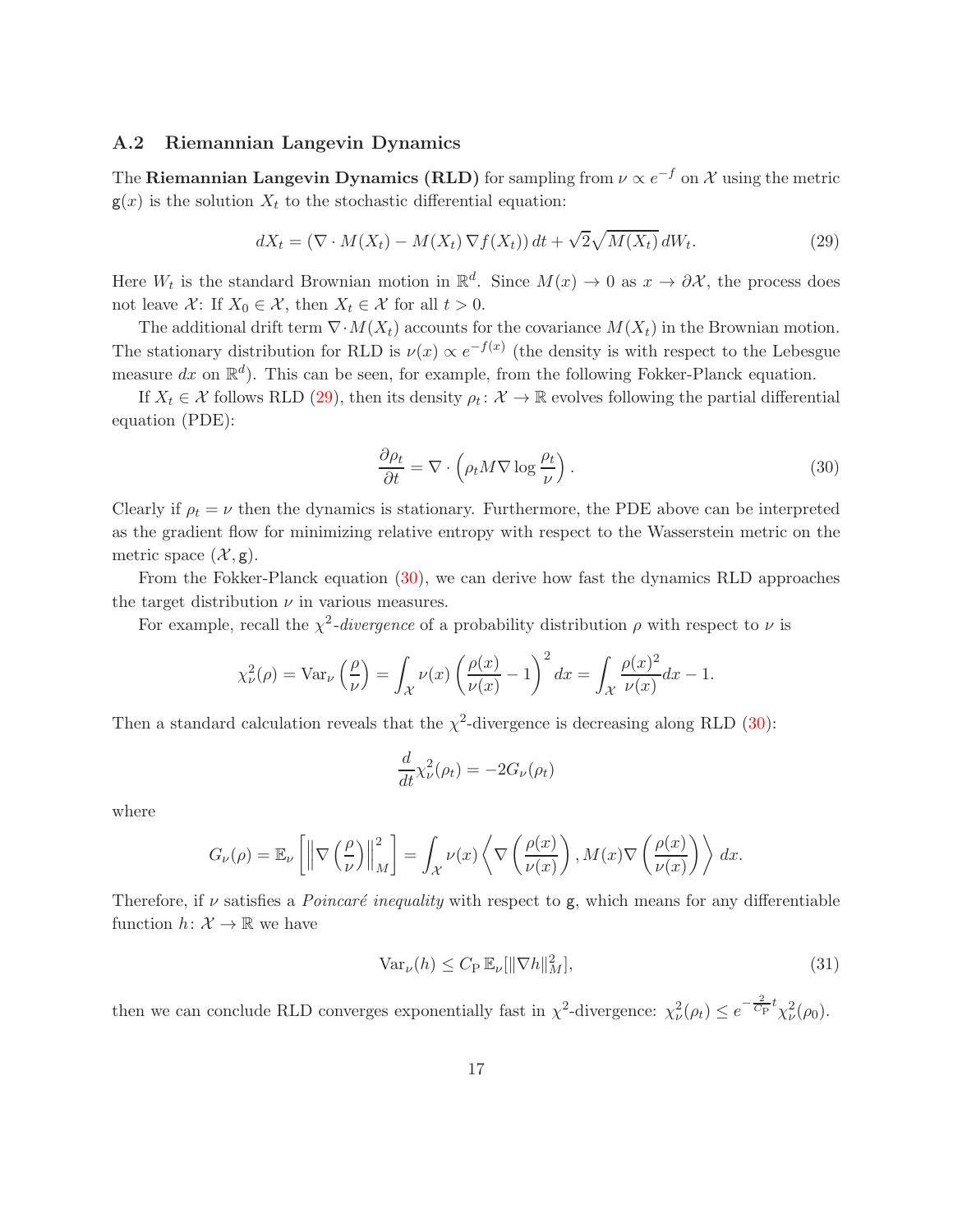### A.2 Riemannian Langevin Dynamics

The **Riemannian Langevin Dynamics (RLD)** for sampling from $\nu \propto e^{-f}$ on $\mathcal{X}$ using the metric $\mathsf{g}(x)$ is the solution $X_t$ to the stochastic differential equation:

$$dX_t = (\nabla \cdot M(X_t) - M(X_t)\,\nabla f(X_t))\,dt + \sqrt{2}\sqrt{M(X_t)}\,dW_t. \tag{29}$$

Here $W_t$ is the standard Brownian motion in $\mathbb{R}^d$. Since $M(x) \to 0$ as $x \to \partial\mathcal{X}$, the process does not leave $\mathcal{X}$: If $X_0 \in \mathcal{X}$, then $X_t \in \mathcal{X}$ for all $t > 0$.

The additional drift term $\nabla \cdot M(X_t)$ accounts for the covariance $M(X_t)$ in the Brownian motion. The stationary distribution for RLD is $\nu(x) \propto e^{-f(x)}$ (the density is with respect to the Lebesgue measure $dx$ on $\mathbb{R}^d$). This can be seen, for example, from the following Fokker-Planck equation.

If $X_t \in \mathcal{X}$ follows RLD (29), then its density $\rho_t \colon \mathcal{X} \to \mathbb{R}$ evolves following the partial differential equation (PDE):

$$\frac{\partial \rho_t}{\partial t} = \nabla \cdot \left(\rho_t M \nabla \log \frac{\rho_t}{\nu}\right). \tag{30}$$

Clearly if $\rho_t = \nu$ then the dynamics is stationary. Furthermore, the PDE above can be interpreted as the gradient flow for minimizing relative entropy with respect to the Wasserstein metric on the metric space $(\mathcal{X}, \mathsf{g})$.

From the Fokker-Planck equation (30), we can derive how fast the dynamics RLD approaches the target distribution $\nu$ in various measures.

For example, recall the $\chi^2$*-divergence* of a probability distribution $\rho$ with respect to $\nu$ is

$$\chi^2_\nu(\rho) = \mathrm{Var}_\nu\left(\frac{\rho}{\nu}\right) = \int_{\mathcal{X}} \nu(x)\left(\frac{\rho(x)}{\nu(x)} - 1\right)^2 dx = \int_{\mathcal{X}} \frac{\rho(x)^2}{\nu(x)} dx - 1.$$

Then a standard calculation reveals that the $\chi^2$-divergence is decreasing along RLD (30):

$$\frac{d}{dt}\chi^2_\nu(\rho_t) = -2G_\nu(\rho_t)$$

where

$$G_\nu(\rho) = \mathbb{E}_\nu\left[\left\|\nabla\left(\frac{\rho}{\nu}\right)\right\|^2_M\right] = \int_{\mathcal{X}} \nu(x)\left\langle \nabla\left(\frac{\rho(x)}{\nu(x)}\right), M(x)\nabla\left(\frac{\rho(x)}{\nu(x)}\right)\right\rangle dx.$$

Therefore, if $\nu$ satisfies a *Poincaré inequality* with respect to $\mathsf{g}$, which means for any differentiable function $h \colon \mathcal{X} \to \mathbb{R}$ we have

$$\mathrm{Var}_\nu(h) \le C_{\mathrm{P}}\, \mathbb{E}_\nu[\|\nabla h\|^2_M], \tag{31}$$

then we can conclude RLD converges exponentially fast in $\chi^2$-divergence: $\chi^2_\nu(\rho_t) \le e^{-\frac{2}{C_{\mathrm{P}}}t}\chi^2_\nu(\rho_0)$.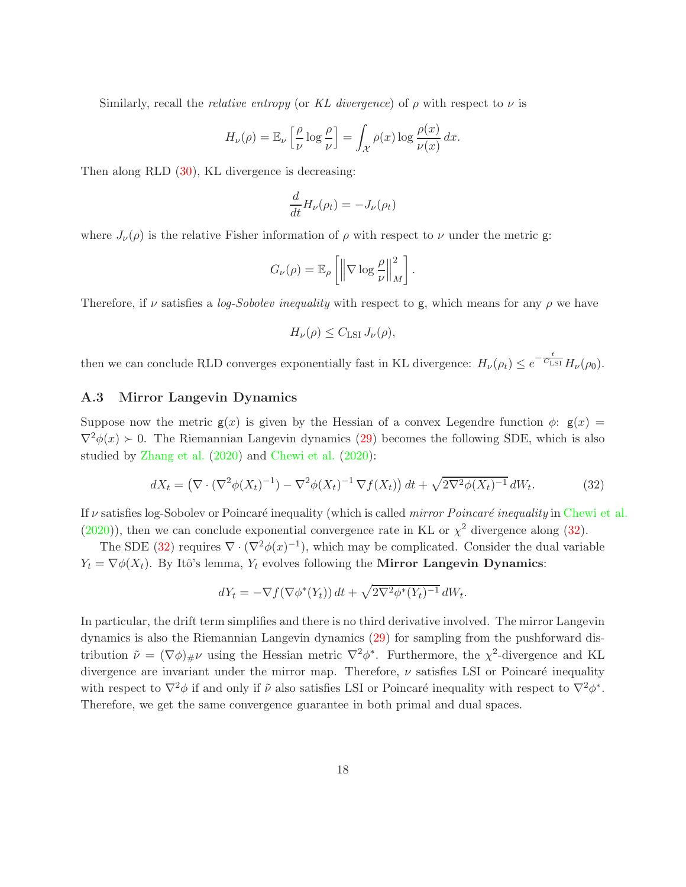Similarly, recall the *relative entropy* (or *KL divergence*) of $\rho$ with respect to $\nu$ is

$$H_\nu(\rho) = \mathbb{E}_\nu\left[\frac{\rho}{\nu}\log\frac{\rho}{\nu}\right] = \int_{\mathcal{X}} \rho(x)\log\frac{\rho(x)}{\nu(x)}\,dx.$$

Then along RLD (30), KL divergence is decreasing:

$$\frac{d}{dt}H_\nu(\rho_t) = -J_\nu(\rho_t)$$

where $J_\nu(\rho)$ is the relative Fisher information of $\rho$ with respect to $\nu$ under the metric $\mathsf{g}$:

$$G_\nu(\rho) = \mathbb{E}_\rho\left[\left\|\nabla \log\frac{\rho}{\nu}\right\|_M^2\right].$$

Therefore, if $\nu$ satisfies a *log-Sobolev inequality* with respect to $\mathsf{g}$, which means for any $\rho$ we have

$$H_\nu(\rho) \le C_{\mathrm{LSI}}\, J_\nu(\rho),$$

then we can conclude RLD converges exponentially fast in KL divergence: $H_\nu(\rho_t) \le e^{-\frac{t}{C_{\mathrm{LSI}}}} H_\nu(\rho_0)$.

### A.3 Mirror Langevin Dynamics

Suppose now the metric $\mathsf{g}(x)$ is given by the Hessian of a convex Legendre function $\phi$: $\mathsf{g}(x) = \nabla^2\phi(x) \succ 0$. The Riemannian Langevin dynamics (29) becomes the following SDE, which is also studied by Zhang et al. (2020) and Chewi et al. (2020):

$$dX_t = \left(\nabla\cdot(\nabla^2\phi(X_t)^{-1}) - \nabla^2\phi(X_t)^{-1}\,\nabla f(X_t)\right)dt + \sqrt{2\nabla^2\phi(X_t)^{-1}}\,dW_t. \tag{32}$$

If $\nu$ satisfies log-Sobolev or Poincaré inequality (which is called *mirror Poincaré inequality* in Chewi et al. (2020)), then we can conclude exponential convergence rate in KL or $\chi^2$ divergence along (32).

The SDE (32) requires $\nabla\cdot(\nabla^2\phi(x)^{-1})$, which may be complicated. Consider the dual variable $Y_t = \nabla\phi(X_t)$. By Itô's lemma, $Y_t$ evolves following the **Mirror Langevin Dynamics**:

$$dY_t = -\nabla f(\nabla\phi^*(Y_t))\,dt + \sqrt{2\nabla^2\phi^*(Y_t)^{-1}}\,dW_t.$$

In particular, the drift term simplifies and there is no third derivative involved. The mirror Langevin dynamics is also the Riemannian Langevin dynamics (29) for sampling from the pushforward distribution $\tilde{\nu} = (\nabla\phi)_{\#}\nu$ using the Hessian metric $\nabla^2\phi^*$. Furthermore, the $\chi^2$-divergence and KL divergence are invariant under the mirror map. Therefore, $\nu$ satisfies LSI or Poincaré inequality with respect to $\nabla^2\phi$ if and only if $\tilde{\nu}$ also satisfies LSI or Poincaré inequality with respect to $\nabla^2\phi^*$. Therefore, we get the same convergence guarantee in both primal and dual spaces.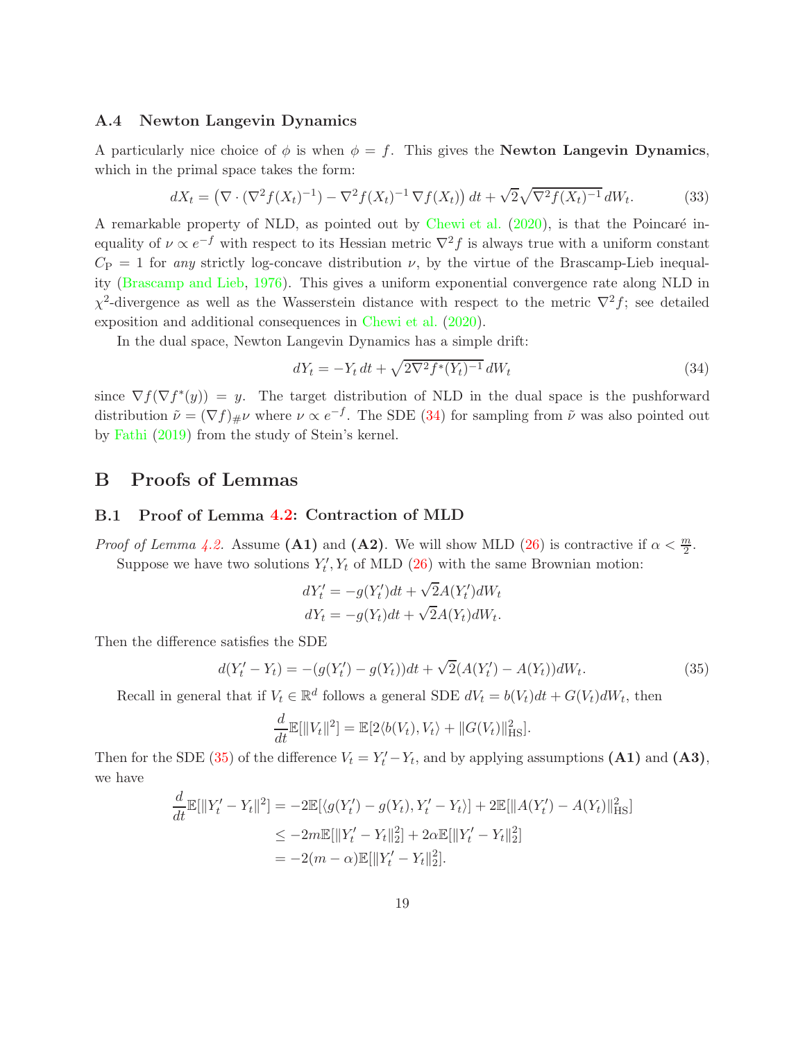### A.4 Newton Langevin Dynamics

A particularly nice choice of $\phi$ is when $\phi = f$. This gives the **Newton Langevin Dynamics**, which in the primal space takes the form:

$$dX_t = \left(\nabla \cdot (\nabla^2 f(X_t)^{-1}) - \nabla^2 f(X_t)^{-1}\, \nabla f(X_t)\right) dt + \sqrt{2}\sqrt{\nabla^2 f(X_t)^{-1}}\, dW_t. \tag{33}$$

A remarkable property of NLD, as pointed out by Chewi et al. (2020), is that the Poincaré inequality of $\nu \propto e^{-f}$ with respect to its Hessian metric $\nabla^2 f$ is always true with a uniform constant $C_{\mathrm{P}} = 1$ for *any* strictly log-concave distribution $\nu$, by the virtue of the Brascamp-Lieb inequality (Brascamp and Lieb, 1976). This gives a uniform exponential convergence rate along NLD in $\chi^2$-divergence as well as the Wasserstein distance with respect to the metric $\nabla^2 f$; see detailed exposition and additional consequences in Chewi et al. (2020).

In the dual space, Newton Langevin Dynamics has a simple drift:

$$dY_t = -Y_t\, dt + \sqrt{2\nabla^2 f^*(Y_t)^{-1}}\, dW_t \tag{34}$$

since $\nabla f(\nabla f^*(y)) = y$. The target distribution of NLD in the dual space is the pushforward distribution $\tilde{\nu} = (\nabla f)_{\#}\nu$ where $\nu \propto e^{-f}$. The SDE (34) for sampling from $\tilde{\nu}$ was also pointed out by Fathi (2019) from the study of Stein's kernel.

## B Proofs of Lemmas

### B.1 Proof of Lemma 4.2: Contraction of MLD

*Proof of Lemma 4.2.* Assume **(A1)** and **(A2)**. We will show MLD (26) is contractive if $\alpha < \frac{m}{2}$.

Suppose we have two solutions $Y_t', Y_t$ of MLD (26) with the same Brownian motion:

$$dY_t' = -g(Y_t')dt + \sqrt{2}A(Y_t')dW_t$$
$$dY_t = -g(Y_t)dt + \sqrt{2}A(Y_t)dW_t.$$

Then the difference satisfies the SDE

$$d(Y_t' - Y_t) = -(g(Y_t') - g(Y_t))dt + \sqrt{2}(A(Y_t') - A(Y_t))dW_t. \tag{35}$$

Recall in general that if $V_t \in \mathbb{R}^d$ follows a general SDE $dV_t = b(V_t)dt + G(V_t)dW_t$, then

$$\frac{d}{dt}\mathbb{E}[\|V_t\|^2] = \mathbb{E}[2\langle b(V_t), V_t\rangle + \|G(V_t)\|_{\mathrm{HS}}^2].$$

Then for the SDE (35) of the difference $V_t = Y_t' - Y_t$, and by applying assumptions **(A1)** and **(A3)**, we have

$$\begin{aligned}
\frac{d}{dt}\mathbb{E}[\|Y_t' - Y_t\|^2] &= -2\mathbb{E}[\langle g(Y_t') - g(Y_t), Y_t' - Y_t\rangle] + 2\mathbb{E}[\|A(Y_t') - A(Y_t)\|_{\mathrm{HS}}^2] \\
&\leq -2m\mathbb{E}[\|Y_t' - Y_t\|_2^2] + 2\alpha\mathbb{E}[\|Y_t' - Y_t\|_2^2] \\
&= -2(m - \alpha)\mathbb{E}[\|Y_t' - Y_t\|_2^2].
\end{aligned}$$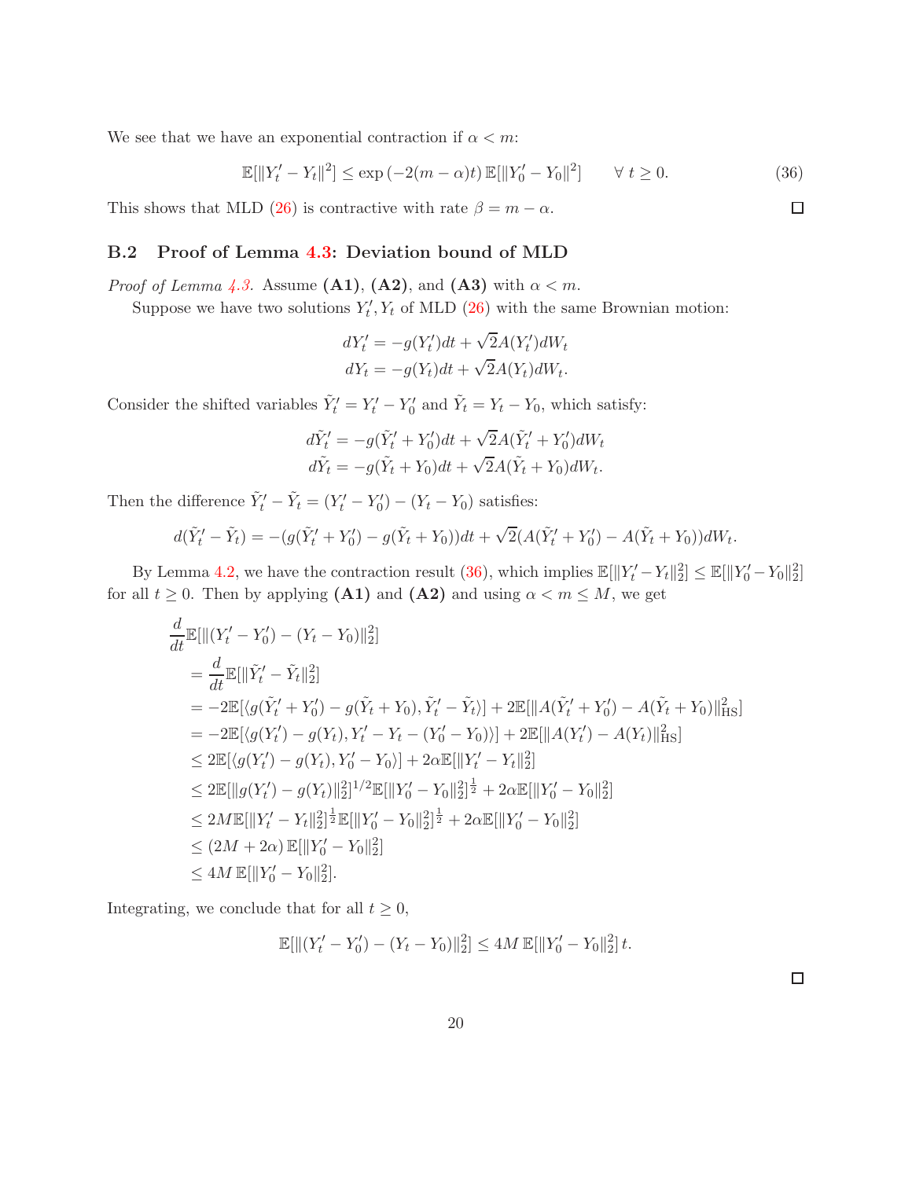We see that we have an exponential contraction if $\alpha < m$:

$$\mathbb{E}[\|Y'_t - Y_t\|^2] \leq \exp\left(-2(m-\alpha)t\right)\mathbb{E}[\|Y'_0 - Y_0\|^2] \qquad \forall\ t \geq 0. \tag{36}$$

This shows that MLD (26) is contractive with rate $\beta = m - \alpha$. ◻

### B.2 Proof of Lemma 4.3: Deviation bound of MLD

*Proof of Lemma 4.3.* Assume **(A1)**, **(A2)**, and **(A3)** with $\alpha < m$.

Suppose we have two solutions $Y'_t, Y_t$ of MLD (26) with the same Brownian motion:

$$dY'_t = -g(Y'_t)dt + \sqrt{2}A(Y'_t)dW_t$$
$$dY_t = -g(Y_t)dt + \sqrt{2}A(Y_t)dW_t.$$

Consider the shifted variables $\tilde{Y}'_t = Y'_t - Y'_0$ and $\tilde{Y}_t = Y_t - Y_0$, which satisfy:

$$d\tilde{Y}'_t = -g(\tilde{Y}'_t + Y'_0)dt + \sqrt{2}A(\tilde{Y}'_t + Y'_0)dW_t$$
$$d\tilde{Y}_t = -g(\tilde{Y}_t + Y_0)dt + \sqrt{2}A(\tilde{Y}_t + Y_0)dW_t.$$

Then the difference $\tilde{Y}'_t - \tilde{Y}_t = (Y'_t - Y'_0) - (Y_t - Y_0)$ satisfies:

$$d(\tilde{Y}'_t - \tilde{Y}_t) = -(g(\tilde{Y}'_t + Y'_0) - g(\tilde{Y}_t + Y_0))dt + \sqrt{2}(A(\tilde{Y}'_t + Y'_0) - A(\tilde{Y}_t + Y_0))dW_t.$$

By Lemma 4.2, we have the contraction result (36), which implies $\mathbb{E}[\|Y'_t - Y_t\|_2^2] \leq \mathbb{E}[\|Y'_0 - Y_0\|_2^2]$ for all $t \geq 0$. Then by applying **(A1)** and **(A2)** and using $\alpha < m \leq M$, we get

$$\begin{aligned}
&\frac{d}{dt}\mathbb{E}[\|(Y'_t - Y'_0) - (Y_t - Y_0)\|_2^2] \\
&= \frac{d}{dt}\mathbb{E}[\|\tilde{Y}'_t - \tilde{Y}_t\|_2^2] \\
&= -2\mathbb{E}[\langle g(\tilde{Y}'_t + Y'_0) - g(\tilde{Y}_t + Y_0), \tilde{Y}'_t - \tilde{Y}_t\rangle] + 2\mathbb{E}[\|A(\tilde{Y}'_t + Y'_0) - A(\tilde{Y}_t + Y_0)\|_{\text{HS}}^2] \\
&= -2\mathbb{E}[\langle g(Y'_t) - g(Y_t), Y'_t - Y_t - (Y'_0 - Y_0)\rangle] + 2\mathbb{E}[\|A(Y'_t) - A(Y_t)\|_{\text{HS}}^2] \\
&\leq 2\mathbb{E}[\langle g(Y'_t) - g(Y_t), Y'_0 - Y_0\rangle] + 2\alpha\mathbb{E}[\|Y'_t - Y_t\|_2^2] \\
&\leq 2\mathbb{E}[\|g(Y'_t) - g(Y_t)\|_2^2]^{1/2}\mathbb{E}[\|Y'_0 - Y_0\|_2^2]^{\frac{1}{2}} + 2\alpha\mathbb{E}[\|Y'_0 - Y_0\|_2^2] \\
&\leq 2M\mathbb{E}[\|Y'_t - Y_t\|_2^2]^{\frac{1}{2}}\mathbb{E}[\|Y'_0 - Y_0\|_2^2]^{\frac{1}{2}} + 2\alpha\mathbb{E}[\|Y'_0 - Y_0\|_2^2] \\
&\leq (2M + 2\alpha)\,\mathbb{E}[\|Y'_0 - Y_0\|_2^2] \\
&\leq 4M\,\mathbb{E}[\|Y'_0 - Y_0\|_2^2].
\end{aligned}$$

Integrating, we conclude that for all $t \geq 0$,

$$\mathbb{E}[\|(Y'_t - Y'_0) - (Y_t - Y_0)\|_2^2] \leq 4M\,\mathbb{E}[\|Y'_0 - Y_0\|_2^2]\,t.$$

◻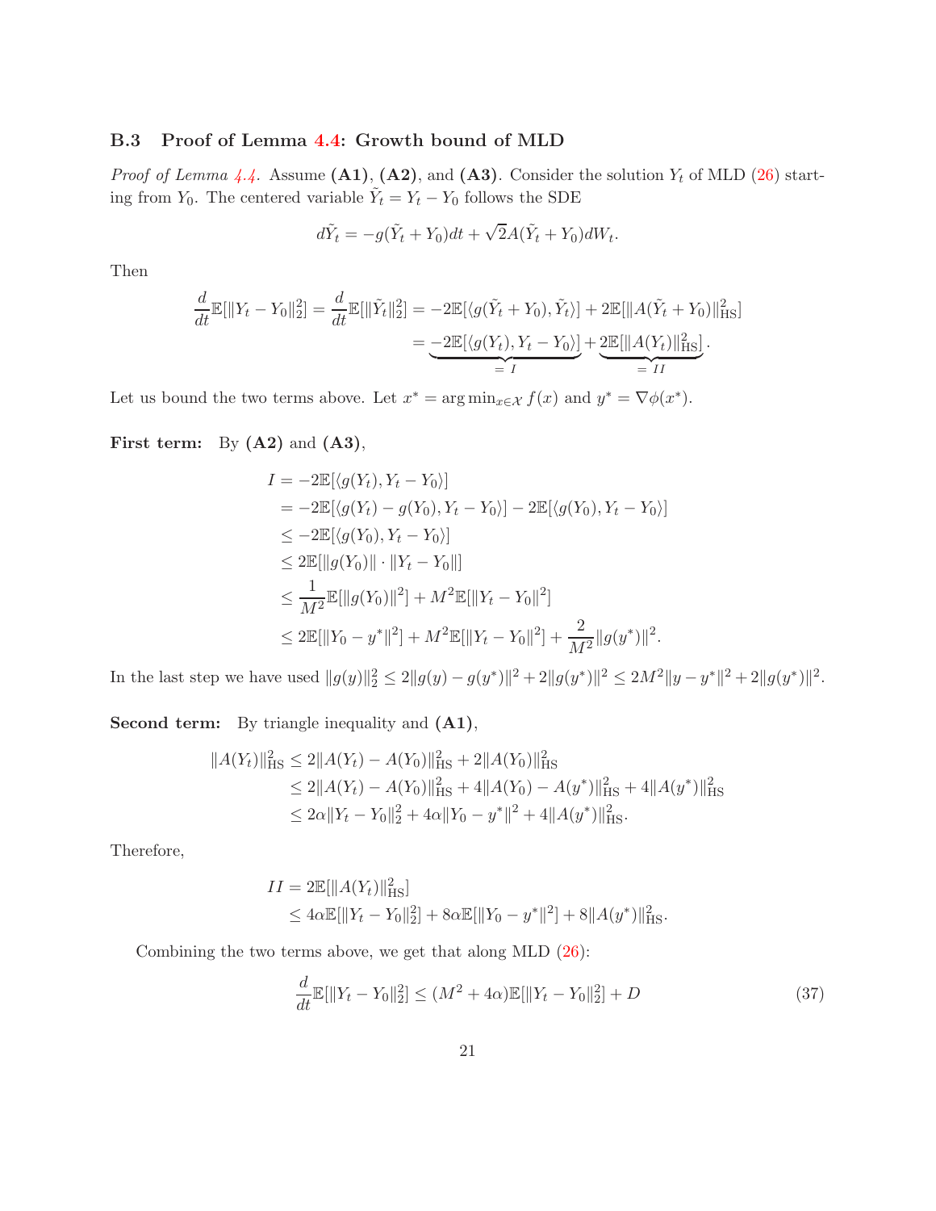### B.3 Proof of Lemma 4.4: Growth bound of MLD

*Proof of Lemma 4.4.* Assume **(A1)**, **(A2)**, and **(A3)**. Consider the solution $Y_t$ of MLD (26) starting from $Y_0$. The centered variable $\tilde{Y}_t = Y_t - Y_0$ follows the SDE

$$d\tilde{Y}_t = -g(\tilde{Y}_t + Y_0)dt + \sqrt{2}A(\tilde{Y}_t + Y_0)dW_t.$$

Then

$$\begin{aligned}
\frac{d}{dt}\mathbb{E}[\|Y_t - Y_0\|_2^2] = \frac{d}{dt}\mathbb{E}[\|\tilde{Y}_t\|_2^2] &= -2\mathbb{E}[\langle g(\tilde{Y}_t + Y_0), \tilde{Y}_t\rangle] + 2\mathbb{E}[\|A(\tilde{Y}_t + Y_0)\|_{\mathrm{HS}}^2] \\
&= \underbrace{-2\mathbb{E}[\langle g(Y_t), Y_t - Y_0\rangle]}_{=\, I} + \underbrace{2\mathbb{E}[\|A(Y_t)\|_{\mathrm{HS}}^2]}_{=\, II}.
\end{aligned}$$

Let us bound the two terms above. Let $x^* = \arg\min_{x\in\mathcal{X}} f(x)$ and $y^* = \nabla\phi(x^*)$.

**First term:** By **(A2)** and **(A3)**,

$$\begin{aligned}
I &= -2\mathbb{E}[\langle g(Y_t), Y_t - Y_0\rangle] \\
&= -2\mathbb{E}[\langle g(Y_t) - g(Y_0), Y_t - Y_0\rangle] - 2\mathbb{E}[\langle g(Y_0), Y_t - Y_0\rangle] \\
&\le -2\mathbb{E}[\langle g(Y_0), Y_t - Y_0\rangle] \\
&\le 2\mathbb{E}[\|g(Y_0)\| \cdot \|Y_t - Y_0\|] \\
&\le \frac{1}{M^2}\mathbb{E}[\|g(Y_0)\|^2] + M^2\mathbb{E}[\|Y_t - Y_0\|^2] \\
&\le 2\mathbb{E}[\|Y_0 - y^*\|^2] + M^2\mathbb{E}[\|Y_t - Y_0\|^2] + \frac{2}{M^2}\|g(y^*)\|^2.
\end{aligned}$$

In the last step we have used $\|g(y)\|_2^2 \le 2\|g(y) - g(y^*)\|^2 + 2\|g(y^*)\|^2 \le 2M^2\|y - y^*\|^2 + 2\|g(y^*)\|^2$.

**Second term:** By triangle inequality and **(A1)**,

$$\begin{aligned}
\|A(Y_t)\|_{\mathrm{HS}}^2 &\le 2\|A(Y_t) - A(Y_0)\|_{\mathrm{HS}}^2 + 2\|A(Y_0)\|_{\mathrm{HS}}^2 \\
&\le 2\|A(Y_t) - A(Y_0)\|_{\mathrm{HS}}^2 + 4\|A(Y_0) - A(y^*)\|_{\mathrm{HS}}^2 + 4\|A(y^*)\|_{\mathrm{HS}}^2 \\
&\le 2\alpha\|Y_t - Y_0\|_2^2 + 4\alpha\|Y_0 - y^*\|^2 + 4\|A(y^*)\|_{\mathrm{HS}}^2.
\end{aligned}$$

Therefore,

$$\begin{aligned}
II &= 2\mathbb{E}[\|A(Y_t)\|_{\mathrm{HS}}^2] \\
&\le 4\alpha\mathbb{E}[\|Y_t - Y_0\|_2^2] + 8\alpha\mathbb{E}[\|Y_0 - y^*\|^2] + 8\|A(y^*)\|_{\mathrm{HS}}^2.
\end{aligned}$$

Combining the two terms above, we get that along MLD (26):

$$\frac{d}{dt}\mathbb{E}[\|Y_t - Y_0\|_2^2] \le (M^2 + 4\alpha)\mathbb{E}[\|Y_t - Y_0\|_2^2] + D \tag{37}$$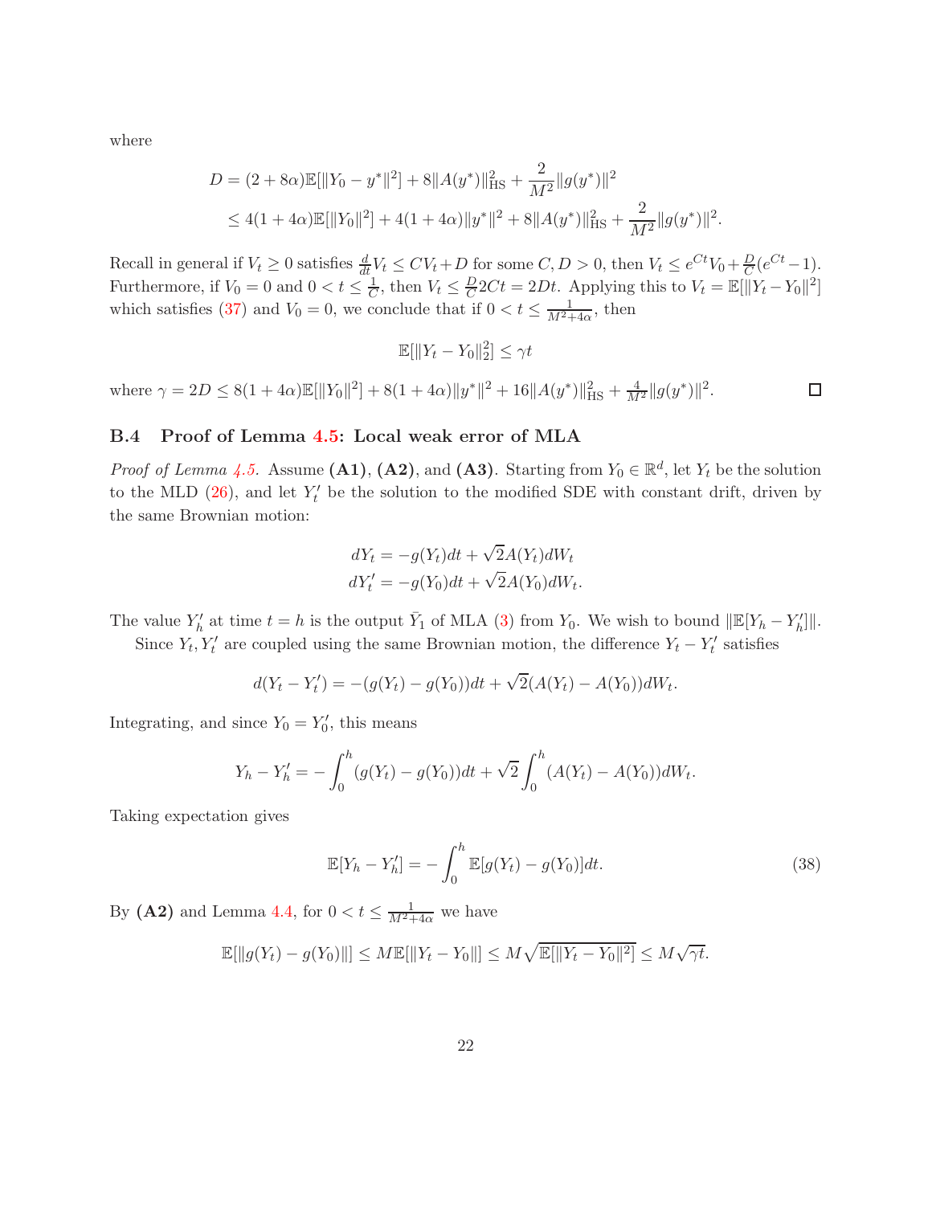where

$$
\begin{aligned}
D &= (2+8\alpha)\mathbb{E}[\|Y_0 - y^*\|^2] + 8\|A(y^*)\|_{\mathrm{HS}}^2 + \frac{2}{M^2}\|g(y^*)\|^2 \\
&\le 4(1+4\alpha)\mathbb{E}[\|Y_0\|^2] + 4(1+4\alpha)\|y^*\|^2 + 8\|A(y^*)\|_{\mathrm{HS}}^2 + \frac{2}{M^2}\|g(y^*)\|^2.
\end{aligned}
$$

Recall in general if $V_t \ge 0$ satisfies $\frac{d}{dt}V_t \le CV_t + D$ for some $C, D > 0$, then $V_t \le e^{Ct}V_0 + \frac{D}{C}(e^{Ct}-1)$. Furthermore, if $V_0 = 0$ and $0 < t \le \frac{1}{C}$, then $V_t \le \frac{D}{C}2Ct = 2Dt$. Applying this to $V_t = \mathbb{E}[\|Y_t - Y_0\|^2]$ which satisfies (37) and $V_0 = 0$, we conclude that if $0 < t \le \frac{1}{M^2+4\alpha}$, then

$$
\mathbb{E}[\|Y_t - Y_0\|_2^2] \le \gamma t
$$

where $\gamma = 2D \le 8(1+4\alpha)\mathbb{E}[\|Y_0\|^2] + 8(1+4\alpha)\|y^*\|^2 + 16\|A(y^*)\|_{\mathrm{HS}}^2 + \frac{4}{M^2}\|g(y^*)\|^2$. □

### B.4 Proof of Lemma 4.5: Local weak error of MLA

*Proof of Lemma 4.5.* Assume **(A1)**, **(A2)**, and **(A3)**. Starting from $Y_0 \in \mathbb{R}^d$, let $Y_t$ be the solution to the MLD (26), and let $Y'_t$ be the solution to the modified SDE with constant drift, driven by the same Brownian motion:

$$
\begin{aligned}
dY_t &= -g(Y_t)dt + \sqrt{2}A(Y_t)dW_t \\
dY'_t &= -g(Y_0)dt + \sqrt{2}A(Y_0)dW_t.
\end{aligned}
$$

The value $Y'_h$ at time $t = h$ is the output $\bar{Y}_1$ of MLA (3) from $Y_0$. We wish to bound $\|\mathbb{E}[Y_h - Y'_h]\|$.

Since $Y_t, Y'_t$ are coupled using the same Brownian motion, the difference $Y_t - Y'_t$ satisfies

$$
d(Y_t - Y'_t) = -(g(Y_t) - g(Y_0))dt + \sqrt{2}(A(Y_t) - A(Y_0))dW_t.
$$

Integrating, and since $Y_0 = Y'_0$, this means

$$
Y_h - Y'_h = -\int_0^h (g(Y_t) - g(Y_0))dt + \sqrt{2}\int_0^h (A(Y_t) - A(Y_0))dW_t.
$$

Taking expectation gives

$$
\mathbb{E}[Y_h - Y'_h] = -\int_0^h \mathbb{E}[g(Y_t) - g(Y_0)]dt. \tag{38}
$$

By **(A2)** and Lemma 4.4, for $0 < t \le \frac{1}{M^2+4\alpha}$ we have

$$
\mathbb{E}[\|g(Y_t) - g(Y_0)\|] \le M\mathbb{E}[\|Y_t - Y_0\|] \le M\sqrt{\mathbb{E}[\|Y_t - Y_0\|^2]} \le M\sqrt{\gamma t}.
$$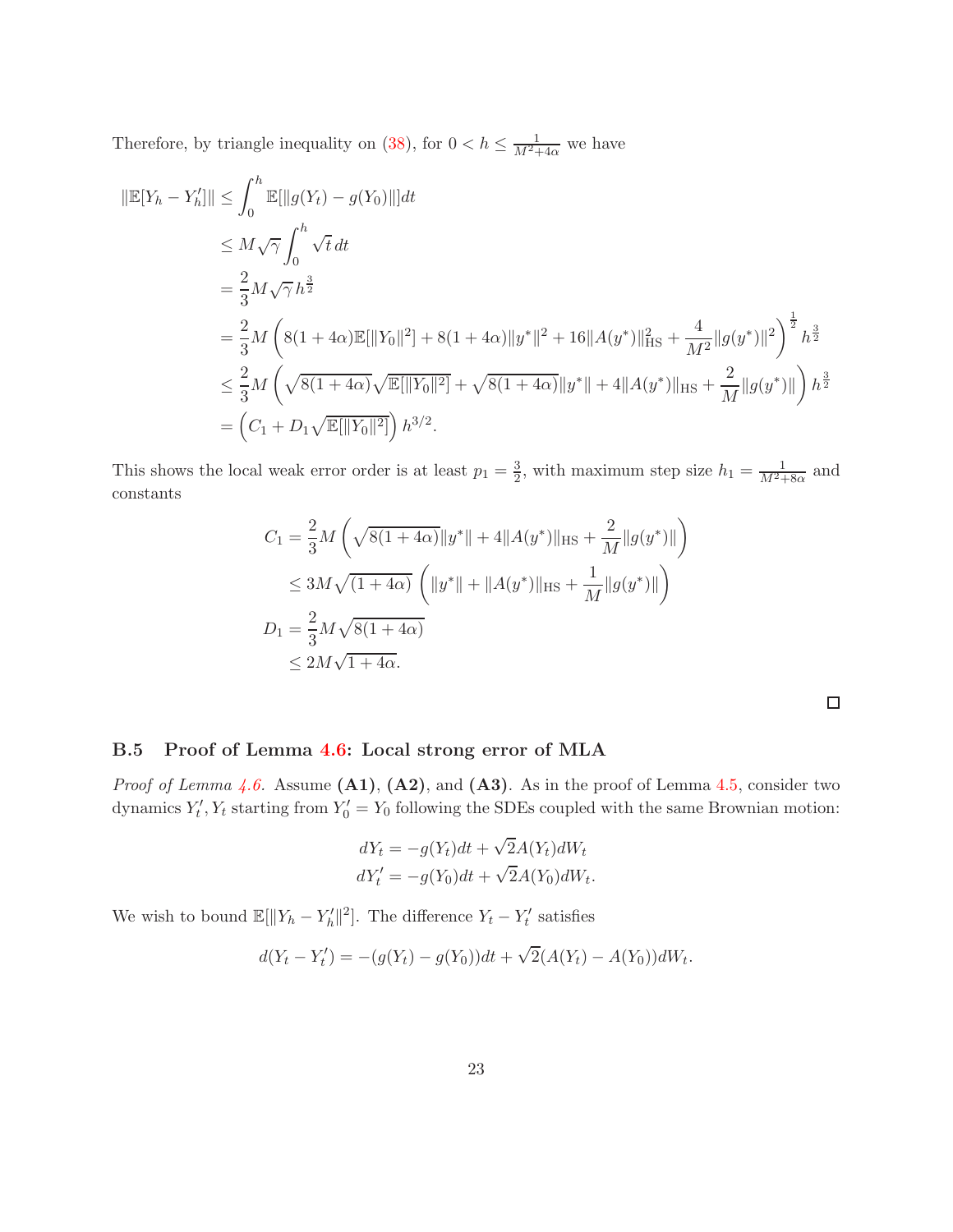Therefore, by triangle inequality on (38), for $0 < h \leq \frac{1}{M^2+4\alpha}$ we have

$$
\begin{aligned}
\|\mathbb{E}[Y_h - Y_h']\| &\leq \int_0^h \mathbb{E}[\|g(Y_t) - g(Y_0)\|]dt \\
&\leq M\sqrt{\gamma}\int_0^h \sqrt{t}\,dt \\
&= \frac{2}{3}M\sqrt{\gamma}\,h^{\frac{3}{2}} \\
&= \frac{2}{3}M\left(8(1+4\alpha)\mathbb{E}[\|Y_0\|^2] + 8(1+4\alpha)\|y^*\|^2 + 16\|A(y^*)\|_{\mathrm{HS}}^2 + \frac{4}{M^2}\|g(y^*)\|^2\right)^{\frac{1}{2}} h^{\frac{3}{2}} \\
&\leq \frac{2}{3}M\left(\sqrt{8(1+4\alpha)}\sqrt{\mathbb{E}[\|Y_0\|^2]} + \sqrt{8(1+4\alpha)}\|y^*\| + 4\|A(y^*)\|_{\mathrm{HS}} + \frac{2}{M}\|g(y^*)\|\right) h^{\frac{3}{2}} \\
&= \left(C_1 + D_1\sqrt{\mathbb{E}[\|Y_0\|^2]}\right) h^{3/2}.
\end{aligned}
$$

This shows the local weak error order is at least $p_1 = \frac{3}{2}$, with maximum step size $h_1 = \frac{1}{M^2+8\alpha}$ and constants

$$
\begin{aligned}
C_1 &= \frac{2}{3}M\left(\sqrt{8(1+4\alpha)}\|y^*\| + 4\|A(y^*)\|_{\mathrm{HS}} + \frac{2}{M}\|g(y^*)\|\right) \\
&\leq 3M\sqrt{(1+4\alpha)}\left(\|y^*\| + \|A(y^*)\|_{\mathrm{HS}} + \frac{1}{M}\|g(y^*)\|\right) \\
D_1 &= \frac{2}{3}M\sqrt{8(1+4\alpha)} \\
&\leq 2M\sqrt{1+4\alpha}.
\end{aligned}
$$

□

### B.5 Proof of Lemma 4.6: Local strong error of MLA

*Proof of Lemma 4.6.* Assume **(A1)**, **(A2)**, and **(A3)**. As in the proof of Lemma 4.5, consider two dynamics $Y_t', Y_t$ starting from $Y_0' = Y_0$ following the SDEs coupled with the same Brownian motion:

$$
\begin{aligned}
dY_t &= -g(Y_t)dt + \sqrt{2}A(Y_t)dW_t \\
dY_t' &= -g(Y_0)dt + \sqrt{2}A(Y_0)dW_t.
\end{aligned}
$$

We wish to bound $\mathbb{E}[\|Y_h - Y_h'\|^2]$. The difference $Y_t - Y_t'$ satisfies

$$
d(Y_t - Y_t') = -(g(Y_t) - g(Y_0))dt + \sqrt{2}(A(Y_t) - A(Y_0))dW_t.
$$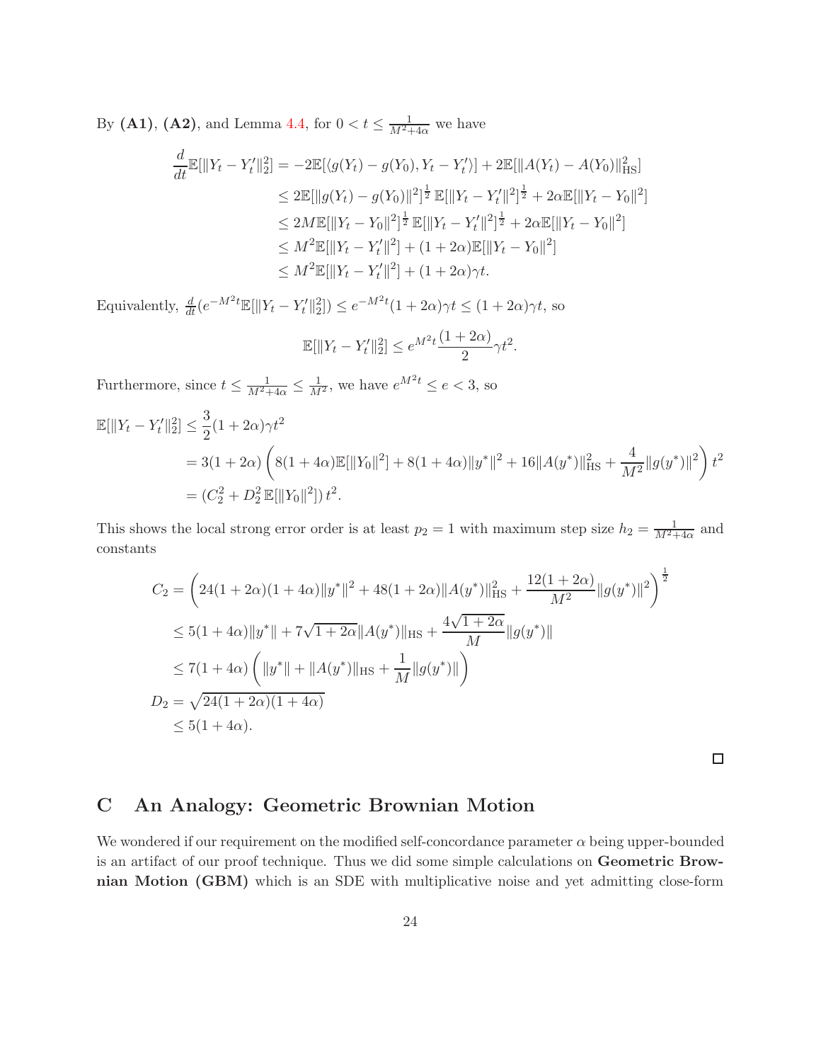By **(A1)**, **(A2)**, and Lemma 4.4, for $0 < t \le \frac{1}{M^2+4\alpha}$ we have

$$
\begin{aligned}
\frac{d}{dt}\mathbb{E}[\|Y_t - Y_t'\|_2^2] &= -2\mathbb{E}[\langle g(Y_t) - g(Y_0), Y_t - Y_t'\rangle] + 2\mathbb{E}[\|A(Y_t) - A(Y_0)\|_{\mathrm{HS}}^2] \\
&\le 2\mathbb{E}[\|g(Y_t) - g(Y_0)\|^2]^{\frac{1}{2}}\,\mathbb{E}[\|Y_t - Y_t'\|^2]^{\frac{1}{2}} + 2\alpha\mathbb{E}[\|Y_t - Y_0\|^2] \\
&\le 2M\mathbb{E}[\|Y_t - Y_0\|^2]^{\frac{1}{2}}\,\mathbb{E}[\|Y_t - Y_t'\|^2]^{\frac{1}{2}} + 2\alpha\mathbb{E}[\|Y_t - Y_0\|^2] \\
&\le M^2\mathbb{E}[\|Y_t - Y_t'\|^2] + (1+2\alpha)\mathbb{E}[\|Y_t - Y_0\|^2] \\
&\le M^2\mathbb{E}[\|Y_t - Y_t'\|^2] + (1+2\alpha)\gamma t.
\end{aligned}
$$

Equivalently, $\frac{d}{dt}(e^{-M^2 t}\mathbb{E}[\|Y_t - Y_t'\|_2^2]) \le e^{-M^2 t}(1+2\alpha)\gamma t \le (1+2\alpha)\gamma t$, so

$$
\mathbb{E}[\|Y_t - Y_t'\|_2^2] \le e^{M^2 t}\frac{(1+2\alpha)}{2}\gamma t^2.
$$

Furthermore, since $t \le \frac{1}{M^2+4\alpha} \le \frac{1}{M^2}$, we have $e^{M^2 t} \le e < 3$, so

$$
\begin{aligned}
\mathbb{E}[\|Y_t - Y_t'\|_2^2] &\le \frac{3}{2}(1+2\alpha)\gamma t^2 \\
&= 3(1+2\alpha)\left(8(1+4\alpha)\mathbb{E}[\|Y_0\|^2] + 8(1+4\alpha)\|y^*\|^2 + 16\|A(y^*)\|_{\mathrm{HS}}^2 + \frac{4}{M^2}\|g(y^*)\|^2\right)t^2 \\
&= (C_2^2 + D_2^2\,\mathbb{E}[\|Y_0\|^2])\,t^2.
\end{aligned}
$$

This shows the local strong error order is at least $p_2 = 1$ with maximum step size $h_2 = \frac{1}{M^2+4\alpha}$ and constants

$$
\begin{aligned}
C_2 &= \left(24(1+2\alpha)(1+4\alpha)\|y^*\|^2 + 48(1+2\alpha)\|A(y^*)\|_{\mathrm{HS}}^2 + \frac{12(1+2\alpha)}{M^2}\|g(y^*)\|^2\right)^{\frac{1}{2}} \\
&\le 5(1+4\alpha)\|y^*\| + 7\sqrt{1+2\alpha}\|A(y^*)\|_{\mathrm{HS}} + \frac{4\sqrt{1+2\alpha}}{M}\|g(y^*)\| \\
&\le 7(1+4\alpha)\left(\|y^*\| + \|A(y^*)\|_{\mathrm{HS}} + \frac{1}{M}\|g(y^*)\|\right) \\
D_2 &= \sqrt{24(1+2\alpha)(1+4\alpha)} \\
&\le 5(1+4\alpha).
\end{aligned}
$$

□

# C An Analogy: Geometric Brownian Motion

We wondered if our requirement on the modified self-concordance parameter $\alpha$ being upper-bounded is an artifact of our proof technique. Thus we did some simple calculations on **Geometric Brownian Motion (GBM)** which is an SDE with multiplicative noise and yet admitting close-form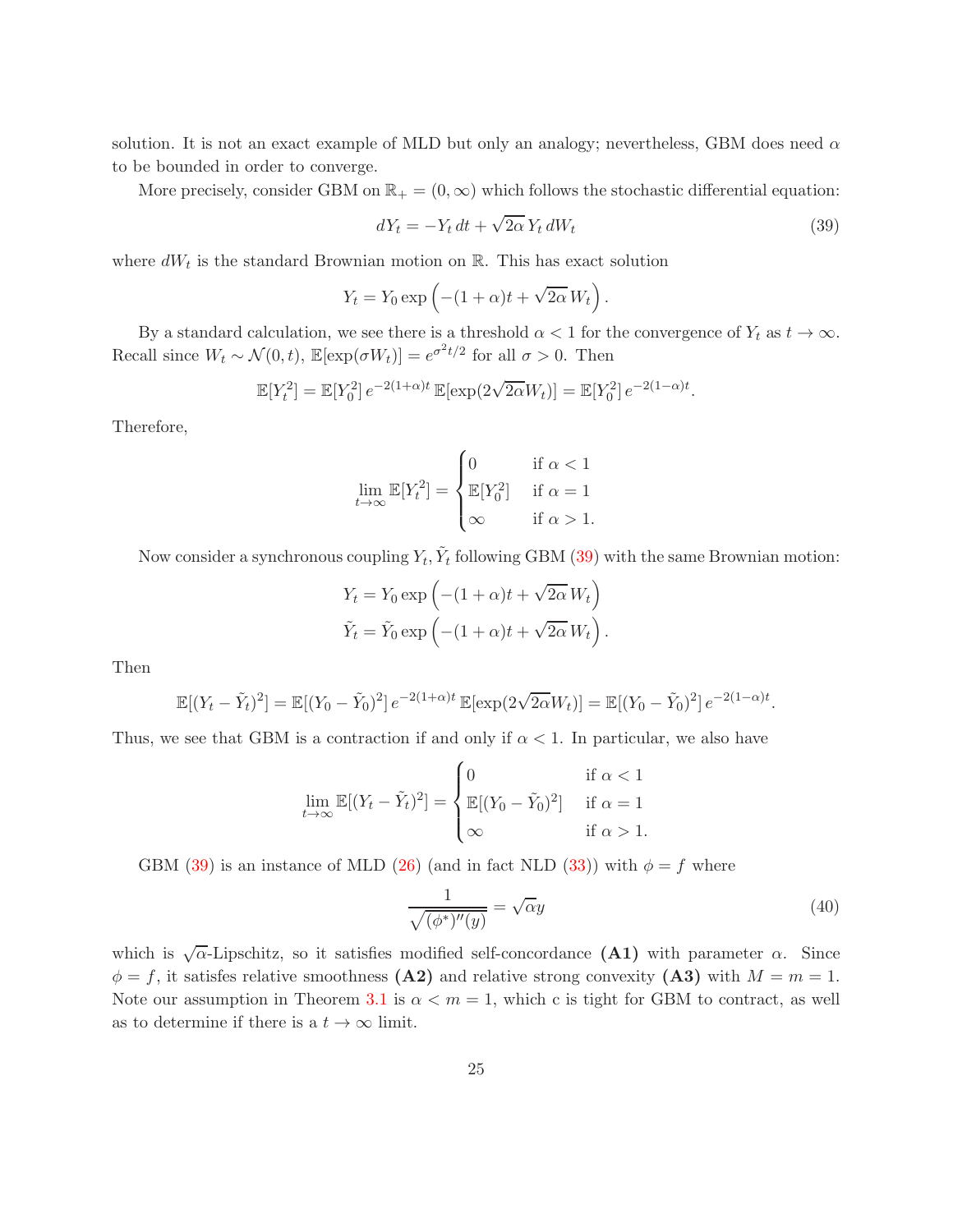solution. It is not an exact example of MLD but only an analogy; nevertheless, GBM does need $\alpha$ to be bounded in order to converge.

More precisely, consider GBM on $\mathbb{R}_+ = (0, \infty)$ which follows the stochastic differential equation:

$$
dY_t = -Y_t\, dt + \sqrt{2\alpha}\, Y_t\, dW_t \tag{39}
$$

where $dW_t$ is the standard Brownian motion on $\mathbb{R}$. This has exact solution

$$
Y_t = Y_0 \exp\left(-(1+\alpha)t + \sqrt{2\alpha}\, W_t\right).
$$

By a standard calculation, we see there is a threshold $\alpha < 1$ for the convergence of $Y_t$ as $t \to \infty$. Recall since $W_t \sim \mathcal{N}(0, t)$, $\mathbb{E}[\exp(\sigma W_t)] = e^{\sigma^2 t/2}$ for all $\sigma > 0$. Then

$$
\mathbb{E}[Y_t^2] = \mathbb{E}[Y_0^2]\, e^{-2(1+\alpha)t}\, \mathbb{E}[\exp(2\sqrt{2\alpha} W_t)] = \mathbb{E}[Y_0^2]\, e^{-2(1-\alpha)t}.
$$

Therefore,

$$
\lim_{t\to\infty} \mathbb{E}[Y_t^2] = \begin{cases} 0 & \text{if } \alpha < 1 \\ \mathbb{E}[Y_0^2] & \text{if } \alpha = 1 \\ \infty & \text{if } \alpha > 1. \end{cases}
$$

Now consider a synchronous coupling $Y_t, \tilde{Y}_t$ following GBM (39) with the same Brownian motion:

$$
\begin{aligned}
Y_t &= Y_0 \exp\left(-(1+\alpha)t + \sqrt{2\alpha}\, W_t\right) \\
\tilde{Y}_t &= \tilde{Y}_0 \exp\left(-(1+\alpha)t + \sqrt{2\alpha}\, W_t\right).
\end{aligned}
$$

Then

$$
\mathbb{E}[(Y_t - \tilde{Y}_t)^2] = \mathbb{E}[(Y_0 - \tilde{Y}_0)^2]\, e^{-2(1+\alpha)t}\, \mathbb{E}[\exp(2\sqrt{2\alpha} W_t)] = \mathbb{E}[(Y_0 - \tilde{Y}_0)^2]\, e^{-2(1-\alpha)t}.
$$

Thus, we see that GBM is a contraction if and only if $\alpha < 1$. In particular, we also have

$$
\lim_{t\to\infty} \mathbb{E}[(Y_t - \tilde{Y}_t)^2] = \begin{cases} 0 & \text{if } \alpha < 1 \\ \mathbb{E}[(Y_0 - \tilde{Y}_0)^2] & \text{if } \alpha = 1 \\ \infty & \text{if } \alpha > 1. \end{cases}
$$

GBM (39) is an instance of MLD (26) (and in fact NLD (33)) with $\phi = f$ where

$$
\frac{1}{\sqrt{(\phi^*)''(y)}} = \sqrt{\alpha} y \tag{40}
$$

which is $\sqrt{\alpha}$-Lipschitz, so it satisfies modified self-concordance **(A1)** with parameter $\alpha$. Since $\phi = f$, it satisfes relative smoothness **(A2)** and relative strong convexity **(A3)** with $M = m = 1$. Note our assumption in Theorem 3.1 is $\alpha < m = 1$, which c is tight for GBM to contract, as well as to determine if there is a $t \to \infty$ limit.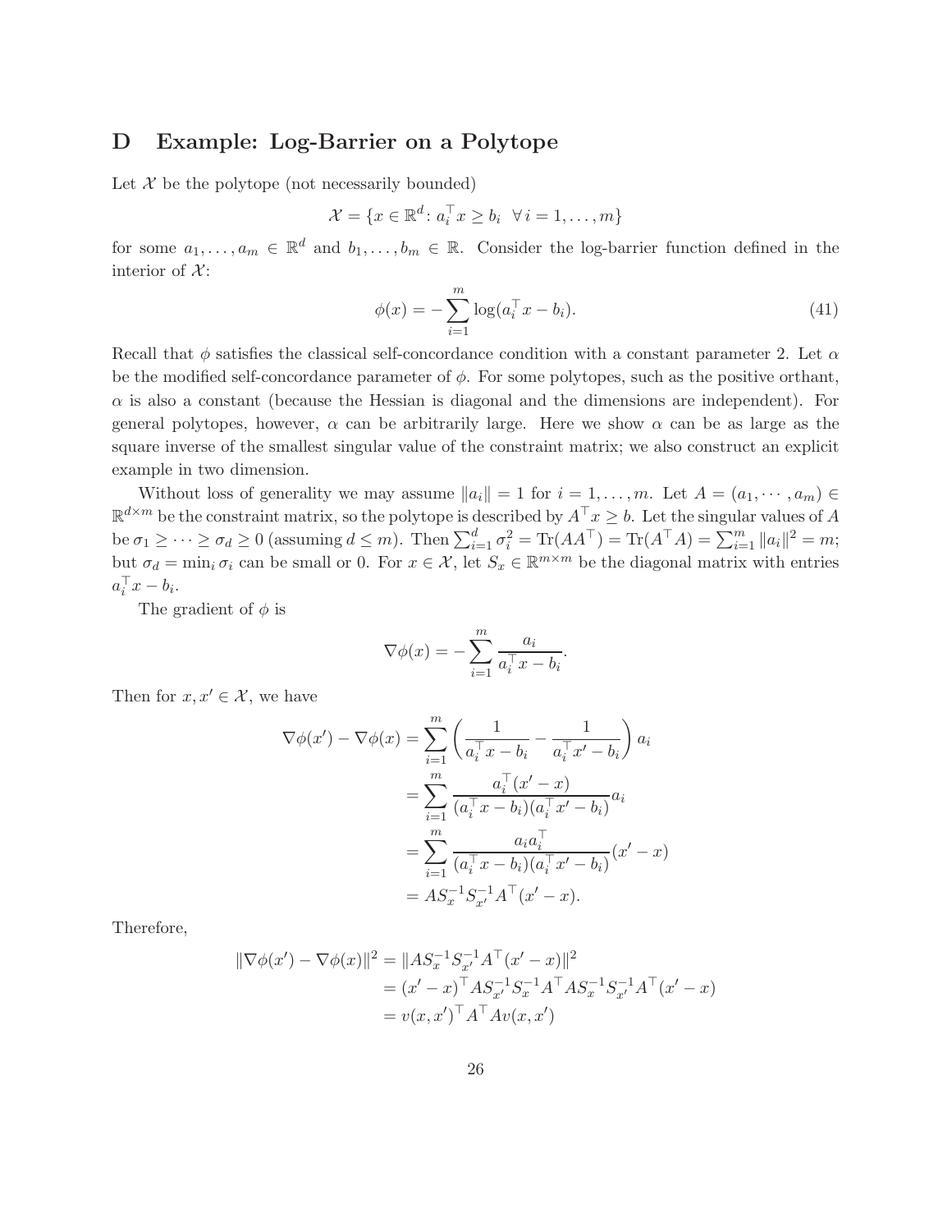# D Example: Log-Barrier on a Polytope

Let $\mathcal{X}$ be the polytope (not necessarily bounded)

$$\mathcal{X} = \{x \in \mathbb{R}^d \colon a_i^\top x \geq b_i \ \ \forall\, i = 1, \dots, m\}$$

for some $a_1, \dots, a_m \in \mathbb{R}^d$ and $b_1, \dots, b_m \in \mathbb{R}$. Consider the log-barrier function defined in the interior of $\mathcal{X}$:

$$\phi(x) = -\sum_{i=1}^m \log(a_i^\top x - b_i). \tag{41}$$

Recall that $\phi$ satisfies the classical self-concordance condition with a constant parameter 2. Let $\alpha$ be the modified self-concordance parameter of $\phi$. For some polytopes, such as the positive orthant, $\alpha$ is also a constant (because the Hessian is diagonal and the dimensions are independent). For general polytopes, however, $\alpha$ can be arbitrarily large. Here we show $\alpha$ can be as large as the square inverse of the smallest singular value of the constraint matrix; we also construct an explicit example in two dimension.

Without loss of generality we may assume $\|a_i\| = 1$ for $i = 1, \dots, m$. Let $A = (a_1, \cdots, a_m) \in \mathbb{R}^{d \times m}$ be the constraint matrix, so the polytope is described by $A^\top x \geq b$. Let the singular values of $A$ be $\sigma_1 \geq \cdots \geq \sigma_d \geq 0$ (assuming $d \leq m$). Then $\sum_{i=1}^d \sigma_i^2 = \mathrm{Tr}(AA^\top) = \mathrm{Tr}(A^\top A) = \sum_{i=1}^m \|a_i\|^2 = m$; but $\sigma_d = \min_i \sigma_i$ can be small or 0. For $x \in \mathcal{X}$, let $S_x \in \mathbb{R}^{m \times m}$ be the diagonal matrix with entries $a_i^\top x - b_i$.

The gradient of $\phi$ is

$$\nabla \phi(x) = -\sum_{i=1}^m \frac{a_i}{a_i^\top x - b_i}.$$

Then for $x, x' \in \mathcal{X}$, we have

$$\begin{aligned}
\nabla \phi(x') - \nabla \phi(x) &= \sum_{i=1}^m \left( \frac{1}{a_i^\top x - b_i} - \frac{1}{a_i^\top x' - b_i} \right) a_i \\
&= \sum_{i=1}^m \frac{a_i^\top (x' - x)}{(a_i^\top x - b_i)(a_i^\top x' - b_i)} a_i \\
&= \sum_{i=1}^m \frac{a_i a_i^\top}{(a_i^\top x - b_i)(a_i^\top x' - b_i)} (x' - x) \\
&= A S_x^{-1} S_{x'}^{-1} A^\top (x' - x).
\end{aligned}$$

Therefore,

$$\begin{aligned}
\|\nabla \phi(x') - \nabla \phi(x)\|^2 &= \|A S_x^{-1} S_{x'}^{-1} A^\top (x' - x)\|^2 \\
&= (x' - x)^\top A S_{x'}^{-1} S_x^{-1} A^\top A S_x^{-1} S_{x'}^{-1} A^\top (x' - x) \\
&= v(x, x')^\top A^\top A v(x, x')
\end{aligned}$$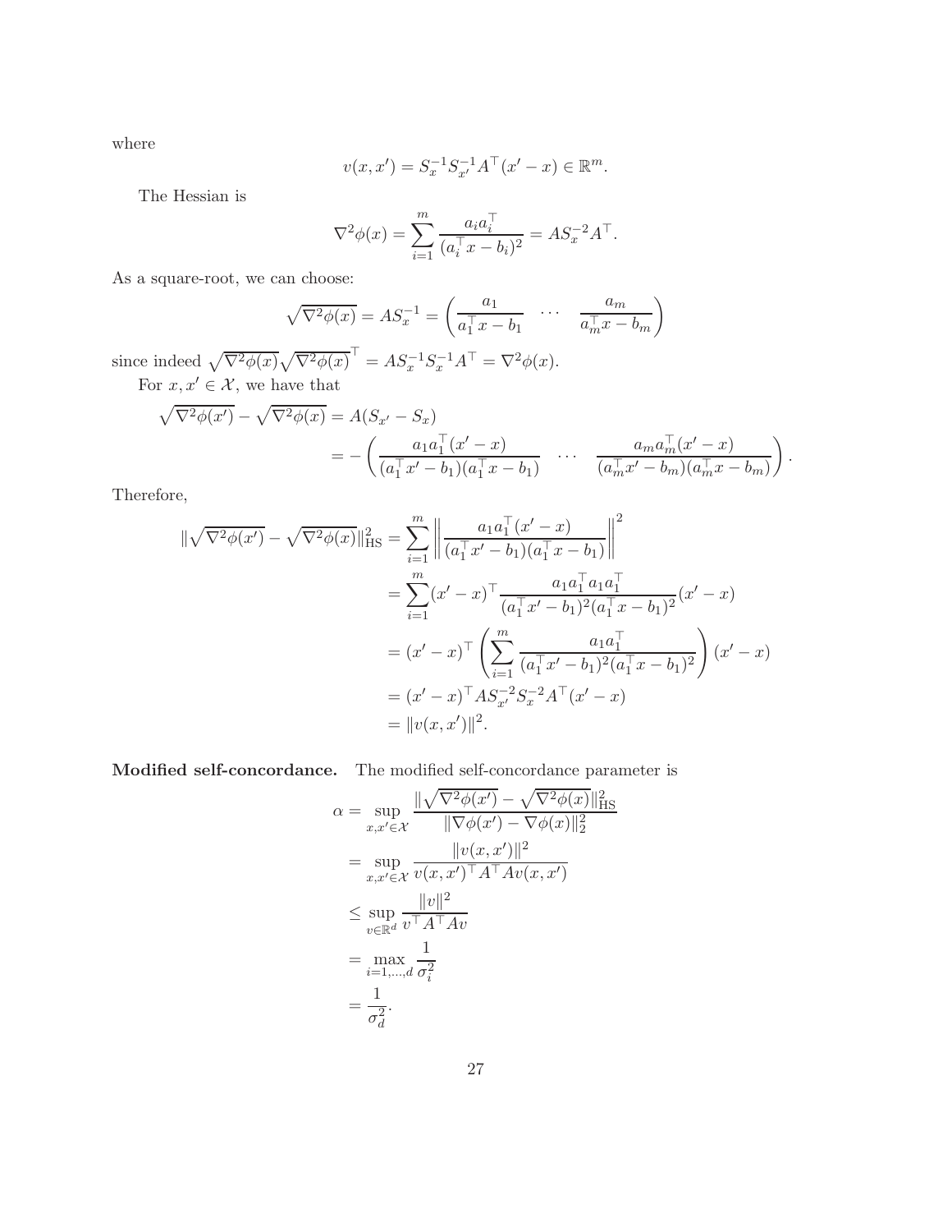where

$$
v(x, x') = S_x^{-1} S_{x'}^{-1} A^\top (x' - x) \in \mathbb{R}^m.
$$

The Hessian is

$$
\nabla^2 \phi(x) = \sum_{i=1}^m \frac{a_i a_i^\top}{(a_i^\top x - b_i)^2} = A S_x^{-2} A^\top.
$$

As a square-root, we can choose:

$$
\sqrt{\nabla^2 \phi(x)} = A S_x^{-1} = \begin{pmatrix} \frac{a_1}{a_1^\top x - b_1} & \cdots & \frac{a_m}{a_m^\top x - b_m} \end{pmatrix}
$$

since indeed $\sqrt{\nabla^2 \phi(x)} \sqrt{\nabla^2 \phi(x)}^\top = A S_x^{-1} S_x^{-1} A^\top = \nabla^2 \phi(x)$.

For $x, x' \in \mathcal{X}$, we have that

$$
\begin{aligned}
\sqrt{\nabla^2 \phi(x')} - \sqrt{\nabla^2 \phi(x)} &= A(S_{x'} - S_x) \\
&= - \begin{pmatrix} \frac{a_1 a_1^\top (x' - x)}{(a_1^\top x' - b_1)(a_1^\top x - b_1)} & \cdots & \frac{a_m a_m^\top (x' - x)}{(a_m^\top x' - b_m)(a_m^\top x - b_m)} \end{pmatrix}.
\end{aligned}
$$

Therefore,

$$
\begin{aligned}
\|\sqrt{\nabla^2 \phi(x')} - \sqrt{\nabla^2 \phi(x)}\|_{\mathrm{HS}}^2 &= \sum_{i=1}^m \left\| \frac{a_1 a_1^\top (x' - x)}{(a_1^\top x' - b_1)(a_1^\top x - b_1)} \right\|^2 \\
&= \sum_{i=1}^m (x' - x)^\top \frac{a_1 a_1^\top a_1 a_1^\top}{(a_1^\top x' - b_1)^2 (a_1^\top x - b_1)^2} (x' - x) \\
&= (x' - x)^\top \left( \sum_{i=1}^m \frac{a_1 a_1^\top}{(a_1^\top x' - b_1)^2 (a_1^\top x - b_1)^2} \right) (x' - x) \\
&= (x' - x)^\top A S_{x'}^{-2} S_x^{-2} A^\top (x' - x) \\
&= \|v(x, x')\|^2.
\end{aligned}
$$

**Modified self-concordance.** The modified self-concordance parameter is

$$
\begin{aligned}
\alpha &= \sup_{x, x' \in \mathcal{X}} \frac{\|\sqrt{\nabla^2 \phi(x')} - \sqrt{\nabla^2 \phi(x)}\|_{\mathrm{HS}}^2}{\|\nabla \phi(x') - \nabla \phi(x)\|_2^2} \\
&= \sup_{x, x' \in \mathcal{X}} \frac{\|v(x, x')\|^2}{v(x, x')^\top A^\top A v(x, x')} \\
&\leq \sup_{v \in \mathbb{R}^d} \frac{\|v\|^2}{v^\top A^\top A v} \\
&= \max_{i=1,\ldots,d} \frac{1}{\sigma_i^2} \\
&= \frac{1}{\sigma_d^2}.
\end{aligned}
$$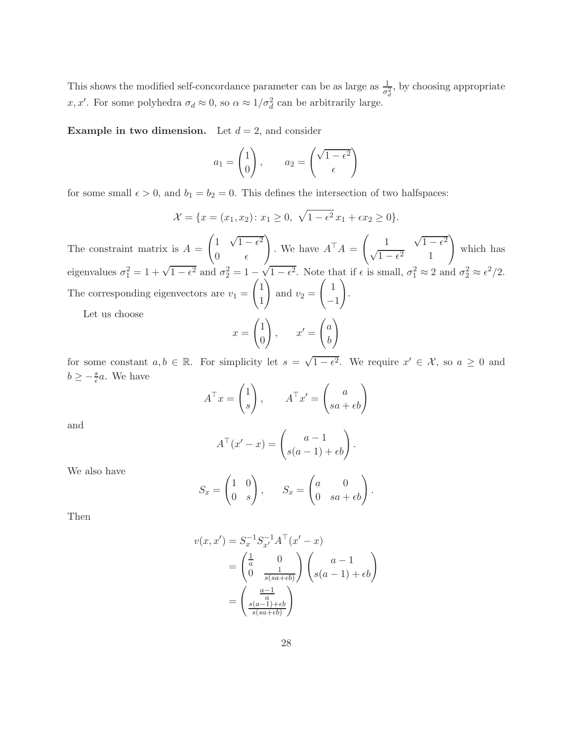This shows the modified self-concordance parameter can be as large as $\frac{1}{\sigma_d^2}$, by choosing appropriate $x, x'$. For some polyhedra $\sigma_d \approx 0$, so $\alpha \approx 1/\sigma_d^2$ can be arbitrarily large.

**Example in two dimension.** Let $d = 2$, and consider

$$a_1 = \begin{pmatrix} 1 \\ 0 \end{pmatrix}, \qquad a_2 = \begin{pmatrix} \sqrt{1-\epsilon^2} \\ \epsilon \end{pmatrix}$$

for some small $\epsilon > 0$, and $b_1 = b_2 = 0$. This defines the intersection of two halfspaces:

$$\mathcal{X} = \{x = (x_1, x_2) \colon x_1 \geq 0, \ \sqrt{1-\epsilon^2}\, x_1 + \epsilon x_2 \geq 0\}.$$

The constraint matrix is $A = \begin{pmatrix} 1 & \sqrt{1-\epsilon^2} \\ 0 & \epsilon \end{pmatrix}$. We have $A^\top A = \begin{pmatrix} 1 & \sqrt{1-\epsilon^2} \\ \sqrt{1-\epsilon^2} & 1 \end{pmatrix}$ which has eigenvalues $\sigma_1^2 = 1 + \sqrt{1-\epsilon^2}$ and $\sigma_2^2 = 1 - \sqrt{1-\epsilon^2}$. Note that if $\epsilon$ is small, $\sigma_1^2 \approx 2$ and $\sigma_2^2 \approx \epsilon^2/2$. The corresponding eigenvectors are $v_1 = \begin{pmatrix} 1 \\ 1 \end{pmatrix}$ and $v_2 = \begin{pmatrix} 1 \\ -1 \end{pmatrix}$.

Let us choose

$$x = \begin{pmatrix} 1 \\ 0 \end{pmatrix}, \qquad x' = \begin{pmatrix} a \\ b \end{pmatrix}$$

for some constant $a, b \in \mathbb{R}$. For simplicity let $s = \sqrt{1-\epsilon^2}$. We require $x' \in \mathcal{X}$, so $a \geq 0$ and $b \geq -\frac{s}{\epsilon} a$. We have

$$A^\top x = \begin{pmatrix} 1 \\ s \end{pmatrix}, \qquad A^\top x' = \begin{pmatrix} a \\ sa + \epsilon b \end{pmatrix}$$

and

$$A^\top (x' - x) = \begin{pmatrix} a - 1 \\ s(a-1) + \epsilon b \end{pmatrix}.$$

We also have

$$S_x = \begin{pmatrix} 1 & 0 \\ 0 & s \end{pmatrix}, \qquad S_x = \begin{pmatrix} a & 0 \\ 0 & sa + \epsilon b \end{pmatrix}.$$

Then

$$\begin{aligned}
v(x, x') &= S_x^{-1} S_{x'}^{-1} A^\top (x' - x) \\
&= \begin{pmatrix} \frac{1}{a} & 0 \\ 0 & \frac{1}{s(sa+\epsilon b)} \end{pmatrix} \begin{pmatrix} a - 1 \\ s(a-1) + \epsilon b \end{pmatrix} \\
&= \begin{pmatrix} \frac{a-1}{a} \\ \frac{s(a-1)+\epsilon b}{s(sa+\epsilon b)} \end{pmatrix}
\end{aligned}$$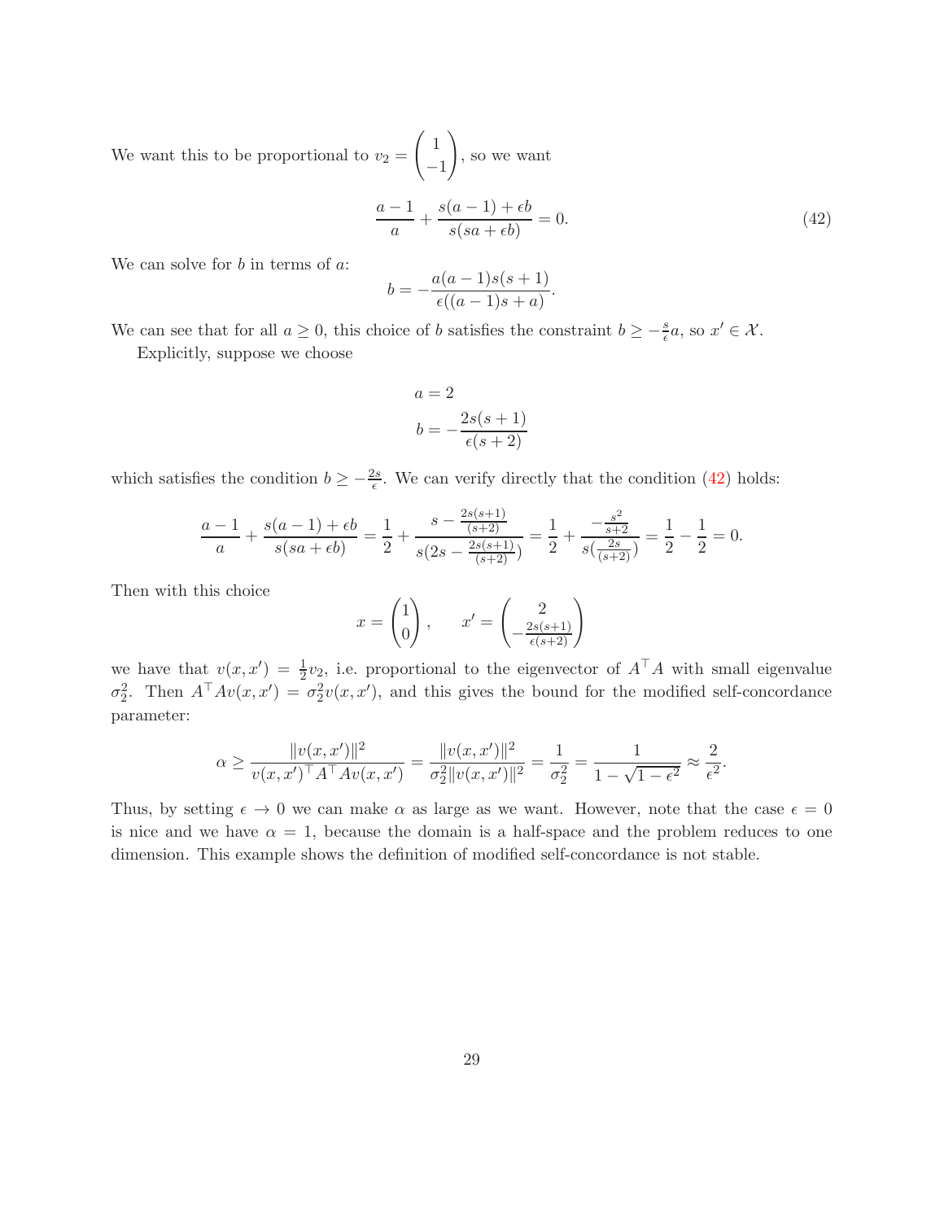We want this to be proportional to $v_2 = \begin{pmatrix} 1 \\ -1 \end{pmatrix}$, so we want

$$\frac{a-1}{a} + \frac{s(a-1)+\epsilon b}{s(sa+\epsilon b)} = 0. \tag{42}$$

We can solve for $b$ in terms of $a$:

$$b = -\frac{a(a-1)s(s+1)}{\epsilon((a-1)s+a)}.$$

We can see that for all $a \geq 0$, this choice of $b$ satisfies the constraint $b \geq -\frac{s}{\epsilon}a$, so $x' \in \mathcal{X}$.

Explicitly, suppose we choose

$$\begin{aligned} a &= 2 \\ b &= -\frac{2s(s+1)}{\epsilon(s+2)} \end{aligned}$$

which satisfies the condition $b \geq -\frac{2s}{\epsilon}$. We can verify directly that the condition (42) holds:

$$\frac{a-1}{a} + \frac{s(a-1)+\epsilon b}{s(sa+\epsilon b)} = \frac{1}{2} + \frac{s - \frac{2s(s+1)}{(s+2)}}{s(2s - \frac{2s(s+1)}{(s+2)})} = \frac{1}{2} + \frac{-\frac{s^2}{s+2}}{s(\frac{2s}{(s+2)})} = \frac{1}{2} - \frac{1}{2} = 0.$$

Then with this choice

$$x = \begin{pmatrix} 1 \\ 0 \end{pmatrix}, \qquad x' = \begin{pmatrix} 2 \\ -\frac{2s(s+1)}{\epsilon(s+2)} \end{pmatrix}$$

we have that $v(x, x') = \frac{1}{2}v_2$, i.e. proportional to the eigenvector of $A^\top A$ with small eigenvalue $\sigma_2^2$. Then $A^\top A v(x, x') = \sigma_2^2 v(x, x')$, and this gives the bound for the modified self-concordance parameter:

$$\alpha \geq \frac{\|v(x,x')\|^2}{v(x,x')^\top A^\top A v(x,x')} = \frac{\|v(x,x')\|^2}{\sigma_2^2 \|v(x,x')\|^2} = \frac{1}{\sigma_2^2} = \frac{1}{1-\sqrt{1-\epsilon^2}} \approx \frac{2}{\epsilon^2}.$$

Thus, by setting $\epsilon \to 0$ we can make $\alpha$ as large as we want. However, note that the case $\epsilon = 0$ is nice and we have $\alpha = 1$, because the domain is a half-space and the problem reduces to one dimension. This example shows the definition of modified self-concordance is not stable.